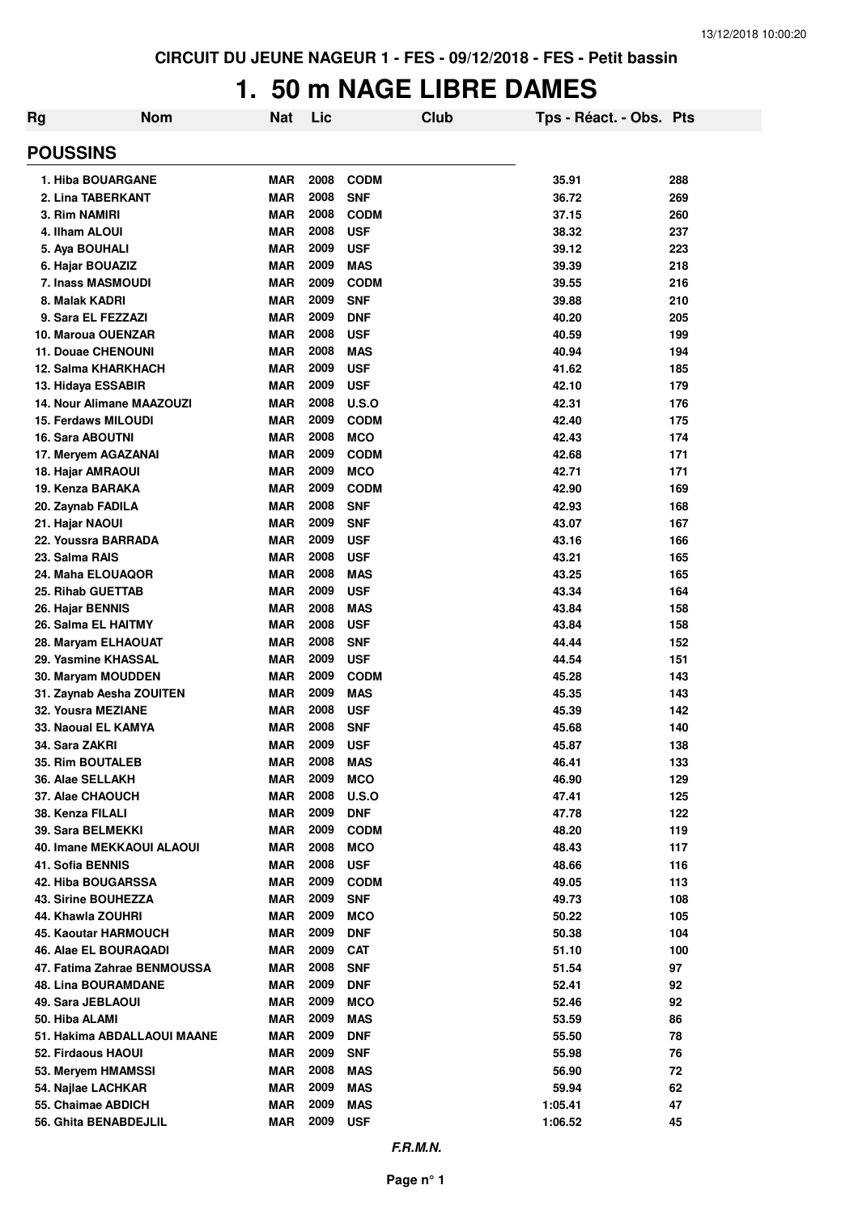CIRCUIT DU JEUNE NAGEUR 1 - FES - 09/12/2018 - FES - Petit bassin

# 1. 50 m NAGE LIBRE DAMES

## POUSSINS

| Rg | Nom | Nat | Lic | Club | Tps - Réact. - Obs. | Pts |
|---|---|---|---|---|---|---|
| 1. | Hiba BOUARGANE | MAR | 2008 | CODM | 35.91 | 288 |
| 2. | Lina TABERKANT | MAR | 2008 | SNF | 36.72 | 269 |
| 3. | Rim NAMIRI | MAR | 2008 | CODM | 37.15 | 260 |
| 4. | Ilham ALOUI | MAR | 2008 | USF | 38.32 | 237 |
| 5. | Aya BOUHALI | MAR | 2009 | USF | 39.12 | 223 |
| 6. | Hajar BOUAZIZ | MAR | 2009 | MAS | 39.39 | 218 |
| 7. | Inass MASMOUDI | MAR | 2009 | CODM | 39.55 | 216 |
| 8. | Malak KADRI | MAR | 2009 | SNF | 39.88 | 210 |
| 9. | Sara EL FEZZAZI | MAR | 2009 | DNF | 40.20 | 205 |
| 10. | Maroua OUENZAR | MAR | 2008 | USF | 40.59 | 199 |
| 11. | Douae CHENOUNI | MAR | 2008 | MAS | 40.94 | 194 |
| 12. | Salma KHARKHACH | MAR | 2009 | USF | 41.62 | 185 |
| 13. | Hidaya ESSABIR | MAR | 2009 | USF | 42.10 | 179 |
| 14. | Nour Alimane MAAZOUZI | MAR | 2008 | U.S.O | 42.31 | 176 |
| 15. | Ferdaws MILOUDI | MAR | 2009 | CODM | 42.40 | 175 |
| 16. | Sara ABOUTNI | MAR | 2008 | MCO | 42.43 | 174 |
| 17. | Meryem AGAZANAI | MAR | 2009 | CODM | 42.68 | 171 |
| 18. | Hajar AMRAOUI | MAR | 2009 | MCO | 42.71 | 171 |
| 19. | Kenza BARAKA | MAR | 2009 | CODM | 42.90 | 169 |
| 20. | Zaynab FADILA | MAR | 2008 | SNF | 42.93 | 168 |
| 21. | Hajar NAOUI | MAR | 2009 | SNF | 43.07 | 167 |
| 22. | Youssra BARRADA | MAR | 2009 | USF | 43.16 | 166 |
| 23. | Salma RAIS | MAR | 2008 | USF | 43.21 | 165 |
| 24. | Maha ELOUAQOR | MAR | 2008 | MAS | 43.25 | 165 |
| 25. | Rihab GUETTAB | MAR | 2009 | USF | 43.34 | 164 |
| 26. | Hajar BENNIS | MAR | 2008 | MAS | 43.84 | 158 |
| 26. | Salma EL HAITMY | MAR | 2008 | USF | 43.84 | 158 |
| 28. | Maryam ELHAOUAT | MAR | 2008 | SNF | 44.44 | 152 |
| 29. | Yasmine KHASSAL | MAR | 2009 | USF | 44.54 | 151 |
| 30. | Maryam MOUDDEN | MAR | 2009 | CODM | 45.28 | 143 |
| 31. | Zaynab Aesha ZOUITEN | MAR | 2009 | MAS | 45.35 | 143 |
| 32. | Yousra MEZIANE | MAR | 2008 | USF | 45.39 | 142 |
| 33. | Naoual EL KAMYA | MAR | 2008 | SNF | 45.68 | 140 |
| 34. | Sara ZAKRI | MAR | 2009 | USF | 45.87 | 138 |
| 35. | Rim BOUTALEB | MAR | 2008 | MAS | 46.41 | 133 |
| 36. | Alae SELLAKH | MAR | 2009 | MCO | 46.90 | 129 |
| 37. | Alae CHAOUCH | MAR | 2008 | U.S.O | 47.41 | 125 |
| 38. | Kenza FILALI | MAR | 2009 | DNF | 47.78 | 122 |
| 39. | Sara BELMEKKI | MAR | 2009 | CODM | 48.20 | 119 |
| 40. | Imane MEKKAOUI ALAOUI | MAR | 2008 | MCO | 48.43 | 117 |
| 41. | Sofia BENNIS | MAR | 2008 | USF | 48.66 | 116 |
| 42. | Hiba BOUGARSSA | MAR | 2009 | CODM | 49.05 | 113 |
| 43. | Sirine BOUHEZZA | MAR | 2009 | SNF | 49.73 | 108 |
| 44. | Khawla ZOUHRI | MAR | 2009 | MCO | 50.22 | 105 |
| 45. | Kaoutar HARMOUCH | MAR | 2009 | DNF | 50.38 | 104 |
| 46. | Alae EL BOURAQADI | MAR | 2009 | CAT | 51.10 | 100 |
| 47. | Fatima Zahrae BENMOUSSA | MAR | 2008 | SNF | 51.54 | 97 |
| 48. | Lina BOURAMDANE | MAR | 2009 | DNF | 52.41 | 92 |
| 49. | Sara JEBLAOUI | MAR | 2009 | MCO | 52.46 | 92 |
| 50. | Hiba ALAMI | MAR | 2009 | MAS | 53.59 | 86 |
| 51. | Hakima ABDALLAOUI MAANE | MAR | 2009 | DNF | 55.50 | 78 |
| 52. | Firdaous HAOUI | MAR | 2009 | SNF | 55.98 | 76 |
| 53. | Meryem HMAMSSI | MAR | 2008 | MAS | 56.90 | 72 |
| 54. | Najlae LACHKAR | MAR | 2009 | MAS | 59.94 | 62 |
| 55. | Chaimae ABDICH | MAR | 2009 | MAS | 1:05.41 | 47 |
| 56. | Ghita BENABDEJLIL | MAR | 2009 | USF | 1:06.52 | 45 |

*F.R.M.N.*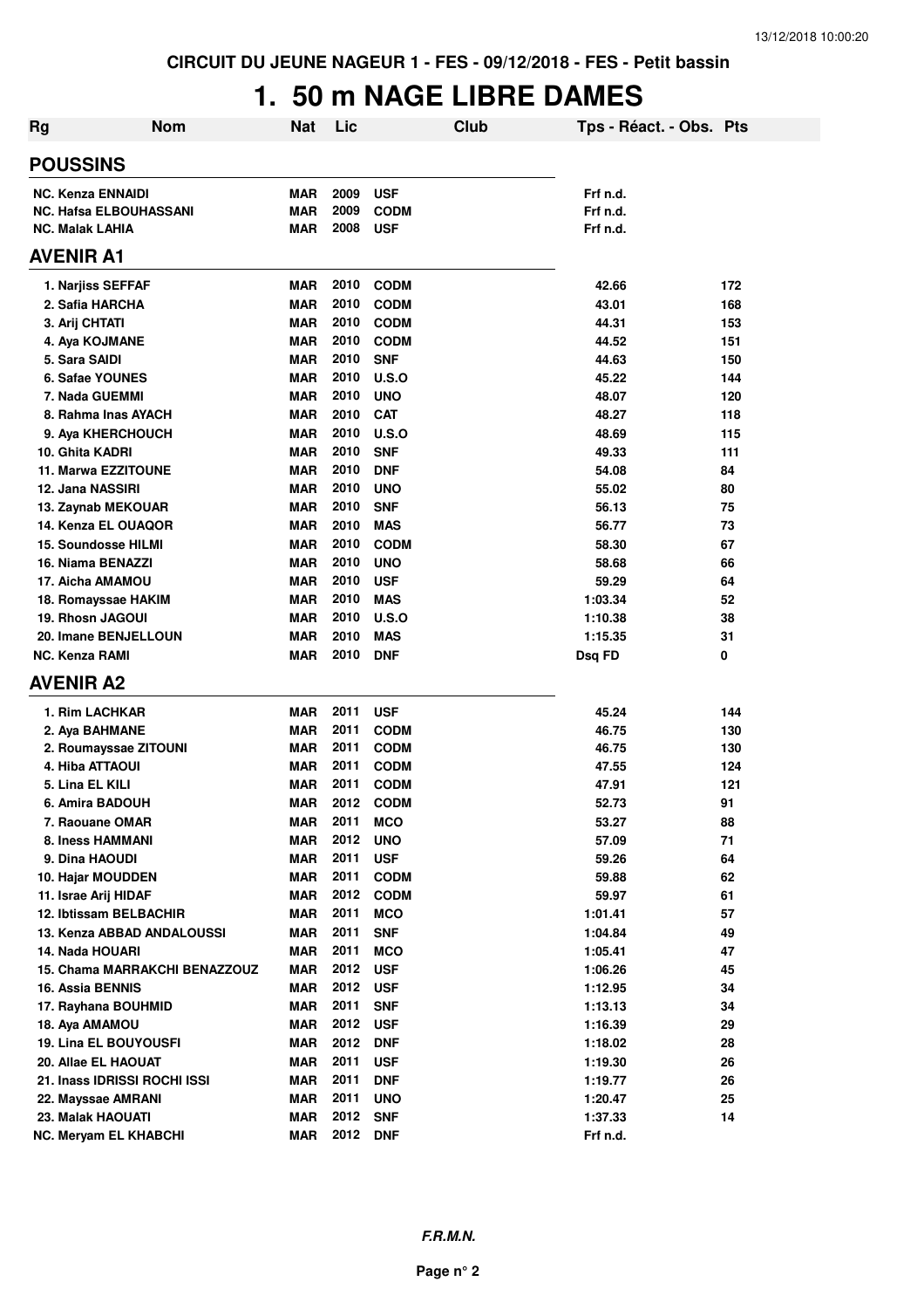**CIRCUIT DU JEUNE NAGEUR 1 - FES - 09/12/2018 - FES - Petit bassin**

# 1. 50 m NAGE LIBRE DAMES

| Rg | Nom | Nat | Lic | Club | Tps - Réact. - Obs. | Pts |
|---|---|---|---|---|---|---|
| **POUSSINS** | | | | | | |
| NC. | Kenza ENNAIDI | MAR | 2009 | USF | Frf n.d. | |
| NC. | Hafsa ELBOUHASSANI | MAR | 2009 | CODM | Frf n.d. | |
| NC. | Malak LAHIA | MAR | 2008 | USF | Frf n.d. | |
| **AVENIR A1** | | | | | | |
| 1. | Narjiss SEFFAF | MAR | 2010 | CODM | 42.66 | 172 |
| 2. | Safia HARCHA | MAR | 2010 | CODM | 43.01 | 168 |
| 3. | Arij CHTATI | MAR | 2010 | CODM | 44.31 | 153 |
| 4. | Aya KOJMANE | MAR | 2010 | CODM | 44.52 | 151 |
| 5. | Sara SAIDI | MAR | 2010 | SNF | 44.63 | 150 |
| 6. | Safae YOUNES | MAR | 2010 | U.S.O | 45.22 | 144 |
| 7. | Nada GUEMMI | MAR | 2010 | UNO | 48.07 | 120 |
| 8. | Rahma Inas AYACH | MAR | 2010 | CAT | 48.27 | 118 |
| 9. | Aya KHERCHOUCH | MAR | 2010 | U.S.O | 48.69 | 115 |
| 10. | Ghita KADRI | MAR | 2010 | SNF | 49.33 | 111 |
| 11. | Marwa EZZITOUNE | MAR | 2010 | DNF | 54.08 | 84 |
| 12. | Jana NASSIRI | MAR | 2010 | UNO | 55.02 | 80 |
| 13. | Zaynab MEKOUAR | MAR | 2010 | SNF | 56.13 | 75 |
| 14. | Kenza EL OUAQOR | MAR | 2010 | MAS | 56.77 | 73 |
| 15. | Soundosse HILMI | MAR | 2010 | CODM | 58.30 | 67 |
| 16. | Niama BENAZZI | MAR | 2010 | UNO | 58.68 | 66 |
| 17. | Aicha AMAMOU | MAR | 2010 | USF | 59.29 | 64 |
| 18. | Romayssae HAKIM | MAR | 2010 | MAS | 1:03.34 | 52 |
| 19. | Rhosn JAGOUI | MAR | 2010 | U.S.O | 1:10.38 | 38 |
| 20. | Imane BENJELLOUN | MAR | 2010 | MAS | 1:15.35 | 31 |
| NC. | Kenza RAMI | MAR | 2010 | DNF | Dsq FD | 0 |
| **AVENIR A2** | | | | | | |
| 1. | Rim LACHKAR | MAR | 2011 | USF | 45.24 | 144 |
| 2. | Aya BAHMANE | MAR | 2011 | CODM | 46.75 | 130 |
| 2. | Roumayssae ZITOUNI | MAR | 2011 | CODM | 46.75 | 130 |
| 4. | Hiba ATTAOUI | MAR | 2011 | CODM | 47.55 | 124 |
| 5. | Lina EL KILI | MAR | 2011 | CODM | 47.91 | 121 |
| 6. | Amira BADOUH | MAR | 2012 | CODM | 52.73 | 91 |
| 7. | Raouane OMAR | MAR | 2011 | MCO | 53.27 | 88 |
| 8. | Iness HAMMANI | MAR | 2012 | UNO | 57.09 | 71 |
| 9. | Dina HAOUDI | MAR | 2011 | USF | 59.26 | 64 |
| 10. | Hajar MOUDDEN | MAR | 2011 | CODM | 59.88 | 62 |
| 11. | Israe Arij HIDAF | MAR | 2012 | CODM | 59.97 | 61 |
| 12. | Ibtissam BELBACHIR | MAR | 2011 | MCO | 1:01.41 | 57 |
| 13. | Kenza ABBAD ANDALOUSSI | MAR | 2011 | SNF | 1:04.84 | 49 |
| 14. | Nada HOUARI | MAR | 2011 | MCO | 1:05.41 | 47 |
| 15. | Chama MARRAKCHI BENAZZOUZ | MAR | 2012 | USF | 1:06.26 | 45 |
| 16. | Assia BENNIS | MAR | 2012 | USF | 1:12.95 | 34 |
| 17. | Rayhana BOUHMID | MAR | 2011 | SNF | 1:13.13 | 34 |
| 18. | Aya AMAMOU | MAR | 2012 | USF | 1:16.39 | 29 |
| 19. | Lina EL BOUYOUSFI | MAR | 2012 | DNF | 1:18.02 | 28 |
| 20. | Allae EL HAOUAT | MAR | 2011 | USF | 1:19.30 | 26 |
| 21. | Inass IDRISSI ROCHI ISSI | MAR | 2011 | DNF | 1:19.77 | 26 |
| 22. | Mayssae AMRANI | MAR | 2011 | UNO | 1:20.47 | 25 |
| 23. | Malak HAOUATI | MAR | 2012 | SNF | 1:37.33 | 14 |
| NC. | Meryam EL KHABCHI | MAR | 2012 | DNF | Frf n.d. | |

***F.R.M.N.***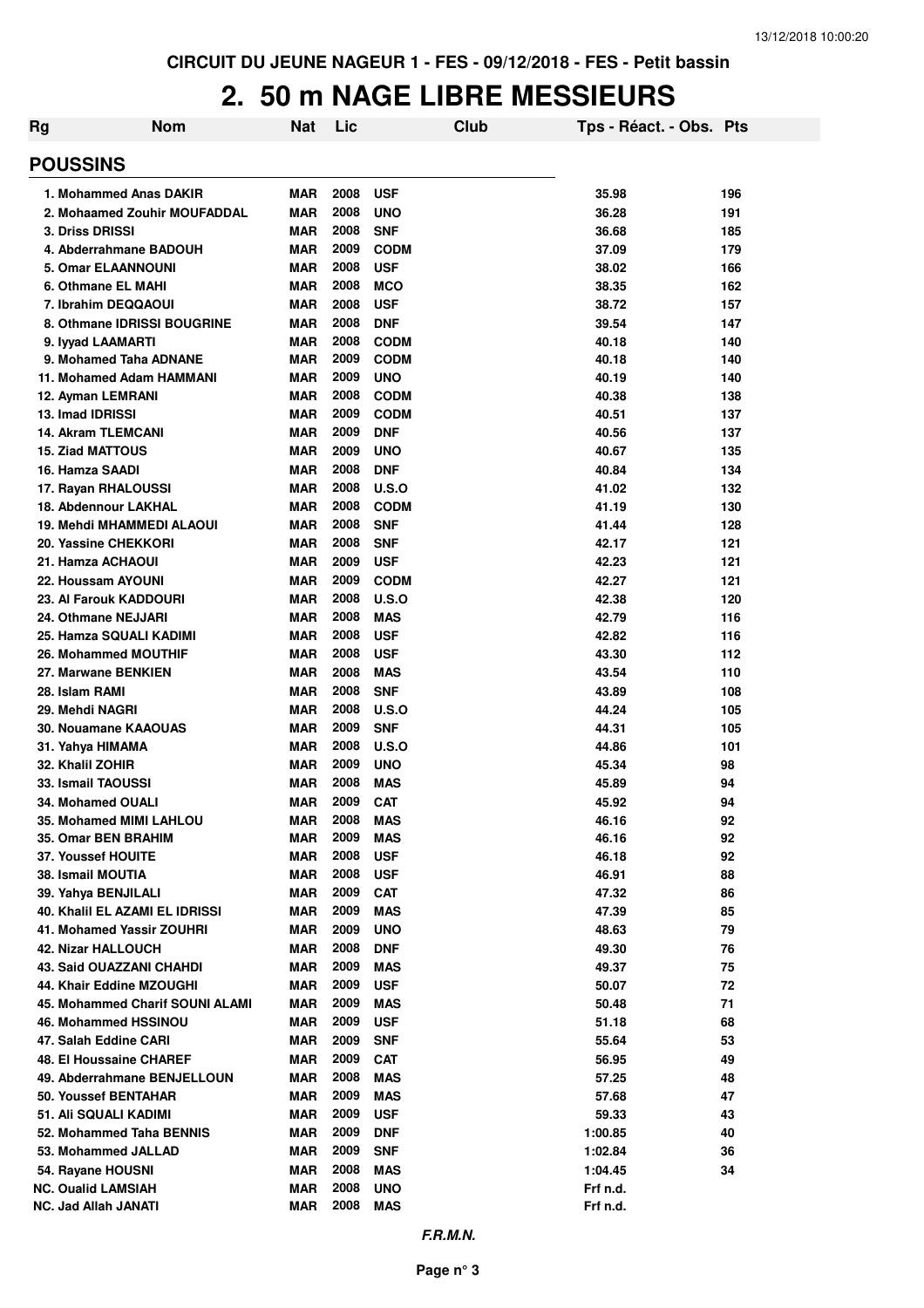CIRCUIT DU JEUNE NAGEUR 1 - FES - 09/12/2018 - FES - Petit bassin

# 2. 50 m NAGE LIBRE MESSIEURS

| Rg | Nom | Nat | Lic | Club | Tps - Réact. - Obs. | Pts |
|---|---|---|---|---|---|---|
| **POUSSINS** | | | | | | |
| 1. | Mohammed Anas DAKIR | MAR | 2008 | USF | 35.98 | 196 |
| 2. | Mohaamed Zouhir MOUFADDAL | MAR | 2008 | UNO | 36.28 | 191 |
| 3. | Driss DRISSI | MAR | 2008 | SNF | 36.68 | 185 |
| 4. | Abderrahmane BADOUH | MAR | 2009 | CODM | 37.09 | 179 |
| 5. | Omar ELAANNOUNI | MAR | 2008 | USF | 38.02 | 166 |
| 6. | Othmane EL MAHI | MAR | 2008 | MCO | 38.35 | 162 |
| 7. | Ibrahim DEQQAOUI | MAR | 2008 | USF | 38.72 | 157 |
| 8. | Othmane IDRISSI BOUGRINE | MAR | 2008 | DNF | 39.54 | 147 |
| 9. | Iyyad LAAMARTI | MAR | 2008 | CODM | 40.18 | 140 |
| 9. | Mohamed Taha ADNANE | MAR | 2009 | CODM | 40.18 | 140 |
| 11. | Mohamed Adam HAMMANI | MAR | 2009 | UNO | 40.19 | 140 |
| 12. | Ayman LEMRANI | MAR | 2008 | CODM | 40.38 | 138 |
| 13. | Imad IDRISSI | MAR | 2009 | CODM | 40.51 | 137 |
| 14. | Akram TLEMCANI | MAR | 2009 | DNF | 40.56 | 137 |
| 15. | Ziad MATTOUS | MAR | 2009 | UNO | 40.67 | 135 |
| 16. | Hamza SAADI | MAR | 2008 | DNF | 40.84 | 134 |
| 17. | Rayan RHALOUSSI | MAR | 2008 | U.S.O | 41.02 | 132 |
| 18. | Abdennour LAKHAL | MAR | 2008 | CODM | 41.19 | 130 |
| 19. | Mehdi MHAMMEDI ALAOUI | MAR | 2008 | SNF | 41.44 | 128 |
| 20. | Yassine CHEKKORI | MAR | 2008 | SNF | 42.17 | 121 |
| 21. | Hamza ACHAOUI | MAR | 2009 | USF | 42.23 | 121 |
| 22. | Houssam AYOUNI | MAR | 2009 | CODM | 42.27 | 121 |
| 23. | Al Farouk KADDOURI | MAR | 2008 | U.S.O | 42.38 | 120 |
| 24. | Othmane NEJJARI | MAR | 2008 | MAS | 42.79 | 116 |
| 25. | Hamza SQUALI KADIMI | MAR | 2008 | USF | 42.82 | 116 |
| 26. | Mohammed MOUTHIF | MAR | 2008 | USF | 43.30 | 112 |
| 27. | Marwane BENKIEN | MAR | 2008 | MAS | 43.54 | 110 |
| 28. | Islam RAMI | MAR | 2008 | SNF | 43.89 | 108 |
| 29. | Mehdi NAGRI | MAR | 2008 | U.S.O | 44.24 | 105 |
| 30. | Nouamane KAAOUAS | MAR | 2009 | SNF | 44.31 | 105 |
| 31. | Yahya HIMAMA | MAR | 2008 | U.S.O | 44.86 | 101 |
| 32. | Khalil ZOHIR | MAR | 2009 | UNO | 45.34 | 98 |
| 33. | Ismail TAOUSSI | MAR | 2008 | MAS | 45.89 | 94 |
| 34. | Mohamed OUALI | MAR | 2009 | CAT | 45.92 | 94 |
| 35. | Mohamed MIMI LAHLOU | MAR | 2008 | MAS | 46.16 | 92 |
| 35. | Omar BEN BRAHIM | MAR | 2009 | MAS | 46.16 | 92 |
| 37. | Youssef HOUITE | MAR | 2008 | USF | 46.18 | 92 |
| 38. | Ismail MOUTIA | MAR | 2008 | USF | 46.91 | 88 |
| 39. | Yahya BENJILALI | MAR | 2009 | CAT | 47.32 | 86 |
| 40. | Khalil EL AZAMI EL IDRISSI | MAR | 2009 | MAS | 47.39 | 85 |
| 41. | Mohamed Yassir ZOUHRI | MAR | 2009 | UNO | 48.63 | 79 |
| 42. | Nizar HALLOUCH | MAR | 2008 | DNF | 49.30 | 76 |
| 43. | Said OUAZZANI CHAHDI | MAR | 2009 | MAS | 49.37 | 75 |
| 44. | Khair Eddine MZOUGHI | MAR | 2009 | USF | 50.07 | 72 |
| 45. | Mohammed Charif SOUNI ALAMI | MAR | 2009 | MAS | 50.48 | 71 |
| 46. | Mohammed HSSINOU | MAR | 2009 | USF | 51.18 | 68 |
| 47. | Salah Eddine CARI | MAR | 2009 | SNF | 55.64 | 53 |
| 48. | El Houssaine CHAREF | MAR | 2009 | CAT | 56.95 | 49 |
| 49. | Abderrahmane BENJELLOUN | MAR | 2008 | MAS | 57.25 | 48 |
| 50. | Youssef BENTAHAR | MAR | 2009 | MAS | 57.68 | 47 |
| 51. | Ali SQUALI KADIMI | MAR | 2009 | USF | 59.33 | 43 |
| 52. | Mohammed Taha BENNIS | MAR | 2009 | DNF | 1:00.85 | 40 |
| 53. | Mohammed JALLAD | MAR | 2009 | SNF | 1:02.84 | 36 |
| 54. | Rayane HOUSNI | MAR | 2008 | MAS | 1:04.45 | 34 |
| NC. | Oualid LAMSIAH | MAR | 2008 | UNO | Frf n.d. | |
| NC. | Jad Allah JANATI | MAR | 2008 | MAS | Frf n.d. | |

*F.R.M.N.*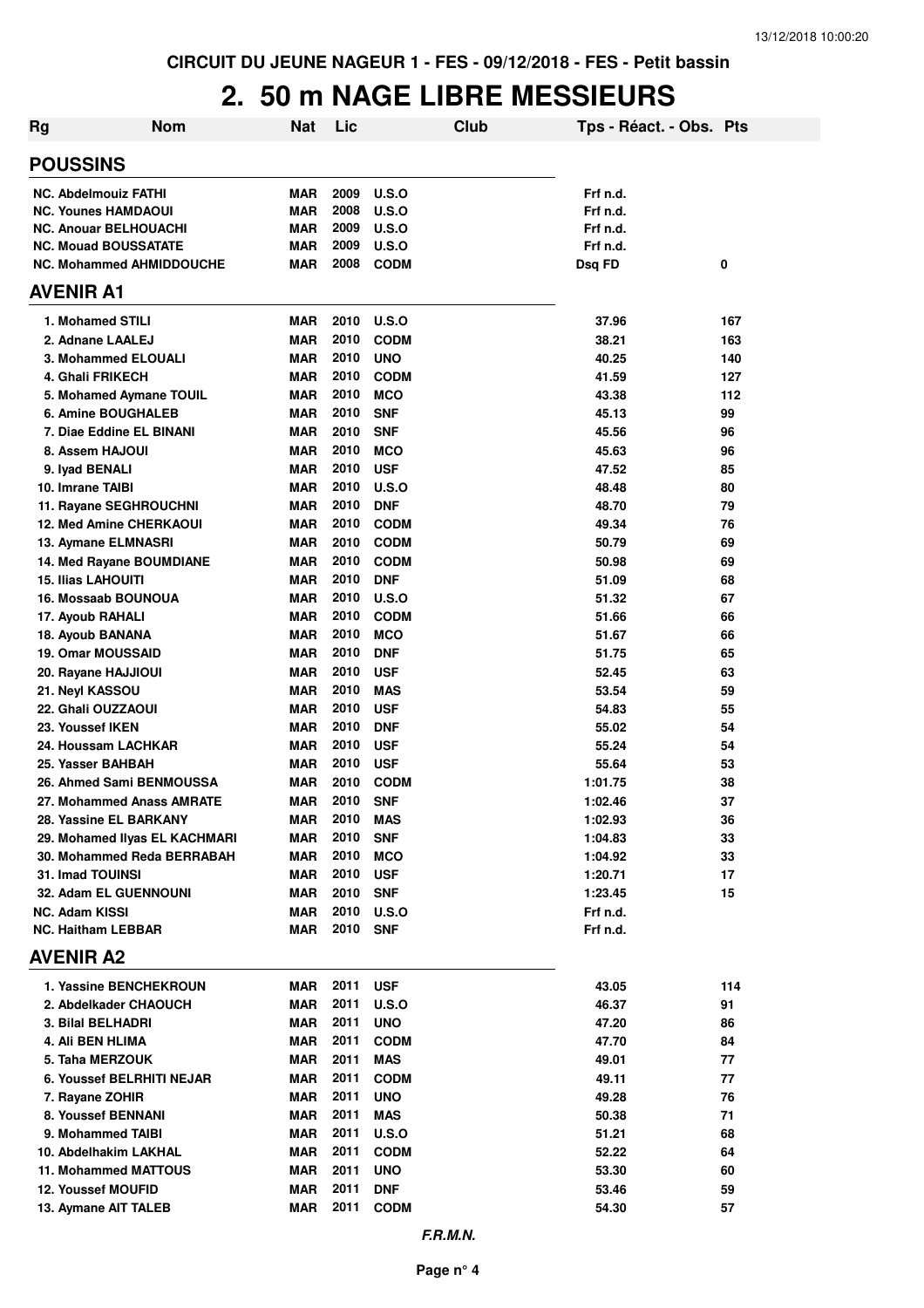CIRCUIT DU JEUNE NAGEUR 1 - FES - 09/12/2018 - FES - Petit bassin

# 2. 50 m NAGE LIBRE MESSIEURS

| Rg | Nom | Nat | Lic | Club | Tps - Réact. - Obs. | Pts |
|---|---|---|---|---|---|---|
| **POUSSINS** | | | | | | |
| NC. | Abdelmouiz FATHI | MAR | 2009 | U.S.O | Frf n.d. | |
| NC. | Younes HAMDAOUI | MAR | 2008 | U.S.O | Frf n.d. | |
| NC. | Anouar BELHOUACHI | MAR | 2009 | U.S.O | Frf n.d. | |
| NC. | Mouad BOUSSATATE | MAR | 2009 | U.S.O | Frf n.d. | |
| NC. | Mohammed AHMIDDOUCHE | MAR | 2008 | CODM | Dsq FD | 0 |
| **AVENIR A1** | | | | | | |
| 1. | Mohamed STILI | MAR | 2010 | U.S.O | 37.96 | 167 |
| 2. | Adnane LAALEJ | MAR | 2010 | CODM | 38.21 | 163 |
| 3. | Mohammed ELOUALI | MAR | 2010 | UNO | 40.25 | 140 |
| 4. | Ghali FRIKECH | MAR | 2010 | CODM | 41.59 | 127 |
| 5. | Mohamed Aymane TOUIL | MAR | 2010 | MCO | 43.38 | 112 |
| 6. | Amine BOUGHALEB | MAR | 2010 | SNF | 45.13 | 99 |
| 7. | Diae Eddine EL BINANI | MAR | 2010 | SNF | 45.56 | 96 |
| 8. | Assem HAJOUI | MAR | 2010 | MCO | 45.63 | 96 |
| 9. | Iyad BENALI | MAR | 2010 | USF | 47.52 | 85 |
| 10. | Imrane TAIBI | MAR | 2010 | U.S.O | 48.48 | 80 |
| 11. | Rayane SEGHROUCHNI | MAR | 2010 | DNF | 48.70 | 79 |
| 12. | Med Amine CHERKAOUI | MAR | 2010 | CODM | 49.34 | 76 |
| 13. | Aymane ELMNASRI | MAR | 2010 | CODM | 50.79 | 69 |
| 14. | Med Rayane BOUMDIANE | MAR | 2010 | CODM | 50.98 | 69 |
| 15. | Ilias LAHOUITI | MAR | 2010 | DNF | 51.09 | 68 |
| 16. | Mossaab BOUNOUA | MAR | 2010 | U.S.O | 51.32 | 67 |
| 17. | Ayoub RAHALI | MAR | 2010 | CODM | 51.66 | 66 |
| 18. | Ayoub BANANA | MAR | 2010 | MCO | 51.67 | 66 |
| 19. | Omar MOUSSAID | MAR | 2010 | DNF | 51.75 | 65 |
| 20. | Rayane HAJJIOUI | MAR | 2010 | USF | 52.45 | 63 |
| 21. | Neyl KASSOU | MAR | 2010 | MAS | 53.54 | 59 |
| 22. | Ghali OUZZAOUI | MAR | 2010 | USF | 54.83 | 55 |
| 23. | Youssef IKEN | MAR | 2010 | DNF | 55.02 | 54 |
| 24. | Houssam LACHKAR | MAR | 2010 | USF | 55.24 | 54 |
| 25. | Yasser BAHBAH | MAR | 2010 | USF | 55.64 | 53 |
| 26. | Ahmed Sami BENMOUSSA | MAR | 2010 | CODM | 1:01.75 | 38 |
| 27. | Mohammed Anass AMRATE | MAR | 2010 | SNF | 1:02.46 | 37 |
| 28. | Yassine EL BARKANY | MAR | 2010 | MAS | 1:02.93 | 36 |
| 29. | Mohamed Ilyas EL KACHMARI | MAR | 2010 | SNF | 1:04.83 | 33 |
| 30. | Mohammed Reda BERRABAH | MAR | 2010 | MCO | 1:04.92 | 33 |
| 31. | Imad TOUINSI | MAR | 2010 | USF | 1:20.71 | 17 |
| 32. | Adam EL GUENNOUNI | MAR | 2010 | SNF | 1:23.45 | 15 |
| NC. | Adam KISSI | MAR | 2010 | U.S.O | Frf n.d. | |
| NC. | Haitham LEBBAR | MAR | 2010 | SNF | Frf n.d. | |
| **AVENIR A2** | | | | | | |
| 1. | Yassine BENCHEKROUN | MAR | 2011 | USF | 43.05 | 114 |
| 2. | Abdelkader CHAOUCH | MAR | 2011 | U.S.O | 46.37 | 91 |
| 3. | Bilal BELHADRI | MAR | 2011 | UNO | 47.20 | 86 |
| 4. | Ali BEN HLIMA | MAR | 2011 | CODM | 47.70 | 84 |
| 5. | Taha MERZOUK | MAR | 2011 | MAS | 49.01 | 77 |
| 6. | Youssef BELRHITI NEJAR | MAR | 2011 | CODM | 49.11 | 77 |
| 7. | Rayane ZOHIR | MAR | 2011 | UNO | 49.28 | 76 |
| 8. | Youssef BENNANI | MAR | 2011 | MAS | 50.38 | 71 |
| 9. | Mohammed TAIBI | MAR | 2011 | U.S.O | 51.21 | 68 |
| 10. | Abdelhakim LAKHAL | MAR | 2011 | CODM | 52.22 | 64 |
| 11. | Mohammed MATTOUS | MAR | 2011 | UNO | 53.30 | 60 |
| 12. | Youssef MOUFID | MAR | 2011 | DNF | 53.46 | 59 |
| 13. | Aymane AIT TALEB | MAR | 2011 | CODM | 54.30 | 57 |

*F.R.M.N.*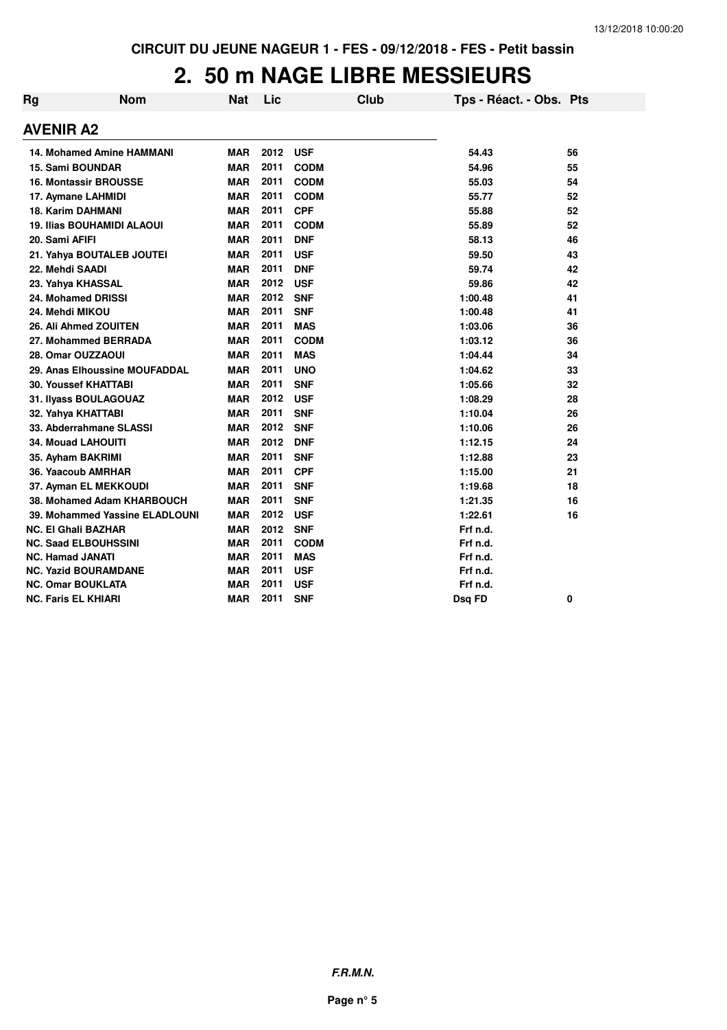CIRCUIT DU JEUNE NAGEUR 1 - FES - 09/12/2018 - FES - Petit bassin

# 2. 50 m NAGE LIBRE MESSIEURS

| Rg | Nom | Nat | Lic | Club | Tps - Réact. - Obs. | Pts |
|---|---|---|---|---|---|---|
| **AVENIR A2** | | | | | | |
| 14. | Mohamed Amine HAMMANI | MAR | 2012 | USF | 54.43 | 56 |
| 15. | Sami BOUNDAR | MAR | 2011 | CODM | 54.96 | 55 |
| 16. | Montassir BROUSSE | MAR | 2011 | CODM | 55.03 | 54 |
| 17. | Aymane LAHMIDI | MAR | 2011 | CODM | 55.77 | 52 |
| 18. | Karim DAHMANI | MAR | 2011 | CPF | 55.88 | 52 |
| 19. | Ilias BOUHAMIDI ALAOUI | MAR | 2011 | CODM | 55.89 | 52 |
| 20. | Sami AFIFI | MAR | 2011 | DNF | 58.13 | 46 |
| 21. | Yahya BOUTALEB JOUTEI | MAR | 2011 | USF | 59.50 | 43 |
| 22. | Mehdi SAADI | MAR | 2011 | DNF | 59.74 | 42 |
| 23. | Yahya KHASSAL | MAR | 2012 | USF | 59.86 | 42 |
| 24. | Mohamed DRISSI | MAR | 2012 | SNF | 1:00.48 | 41 |
| 24. | Mehdi MIKOU | MAR | 2011 | SNF | 1:00.48 | 41 |
| 26. | Ali Ahmed ZOUITEN | MAR | 2011 | MAS | 1:03.06 | 36 |
| 27. | Mohammed BERRADA | MAR | 2011 | CODM | 1:03.12 | 36 |
| 28. | Omar OUZZAOUI | MAR | 2011 | MAS | 1:04.44 | 34 |
| 29. | Anas Elhoussine MOUFADDAL | MAR | 2011 | UNO | 1:04.62 | 33 |
| 30. | Youssef KHATTABI | MAR | 2011 | SNF | 1:05.66 | 32 |
| 31. | Ilyass BOULAGOUAZ | MAR | 2012 | USF | 1:08.29 | 28 |
| 32. | Yahya KHATTABI | MAR | 2011 | SNF | 1:10.04 | 26 |
| 33. | Abderrahmane SLASSI | MAR | 2012 | SNF | 1:10.06 | 26 |
| 34. | Mouad LAHOUITI | MAR | 2012 | DNF | 1:12.15 | 24 |
| 35. | Ayham BAKRIMI | MAR | 2011 | SNF | 1:12.88 | 23 |
| 36. | Yaacoub AMRHAR | MAR | 2011 | CPF | 1:15.00 | 21 |
| 37. | Ayman EL MEKKOUDI | MAR | 2011 | SNF | 1:19.68 | 18 |
| 38. | Mohamed Adam KHARBOUCH | MAR | 2011 | SNF | 1:21.35 | 16 |
| 39. | Mohammed Yassine ELADLOUNI | MAR | 2012 | USF | 1:22.61 | 16 |
| NC. | El Ghali BAZHAR | MAR | 2012 | SNF | Frf n.d. | |
| NC. | Saad ELBOUHSSINI | MAR | 2011 | CODM | Frf n.d. | |
| NC. | Hamad JANATI | MAR | 2011 | MAS | Frf n.d. | |
| NC. | Yazid BOURAMDANE | MAR | 2011 | USF | Frf n.d. | |
| NC. | Omar BOUKLATA | MAR | 2011 | USF | Frf n.d. | |
| NC. | Faris EL KHIARI | MAR | 2011 | SNF | Dsq FD | 0 |

***F.R.M.N.***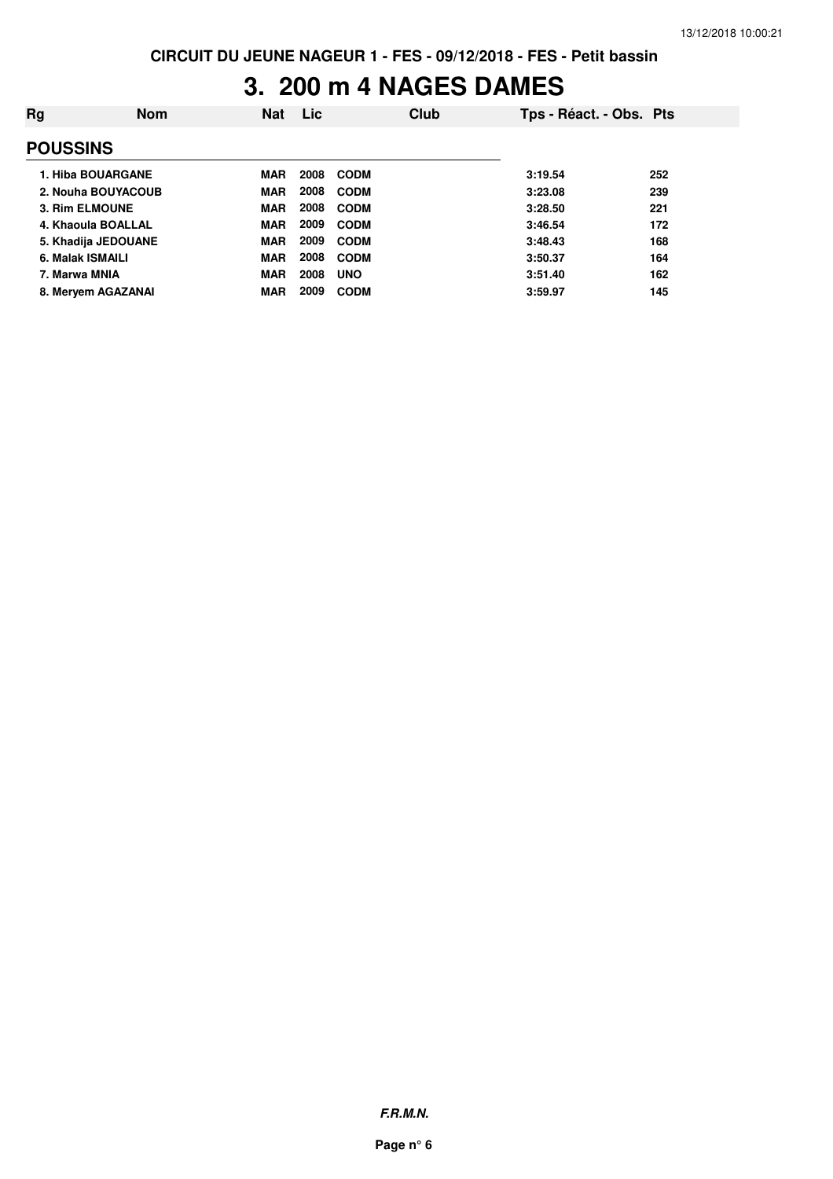CIRCUIT DU JEUNE NAGEUR 1 - FES - 09/12/2018 - FES - Petit bassin

# 3. 200 m 4 NAGES DAMES

| Rg | Nom | Nat | Lic | Club | Tps - Réact. - Obs. | Pts |
|---|---|---|---|---|---|---|
| **POUSSINS** | | | | | | |
| 1. | Hiba BOUARGANE | MAR | 2008 | CODM | 3:19.54 | 252 |
| 2. | Nouha BOUYACOUB | MAR | 2008 | CODM | 3:23.08 | 239 |
| 3. | Rim ELMOUNE | MAR | 2008 | CODM | 3:28.50 | 221 |
| 4. | Khaoula BOALLAL | MAR | 2009 | CODM | 3:46.54 | 172 |
| 5. | Khadija JEDOUANE | MAR | 2009 | CODM | 3:48.43 | 168 |
| 6. | Malak ISMAILI | MAR | 2008 | CODM | 3:50.37 | 164 |
| 7. | Marwa MNIA | MAR | 2008 | UNO | 3:51.40 | 162 |
| 8. | Meryem AGAZANAI | MAR | 2009 | CODM | 3:59.97 | 145 |

*F.R.M.N.*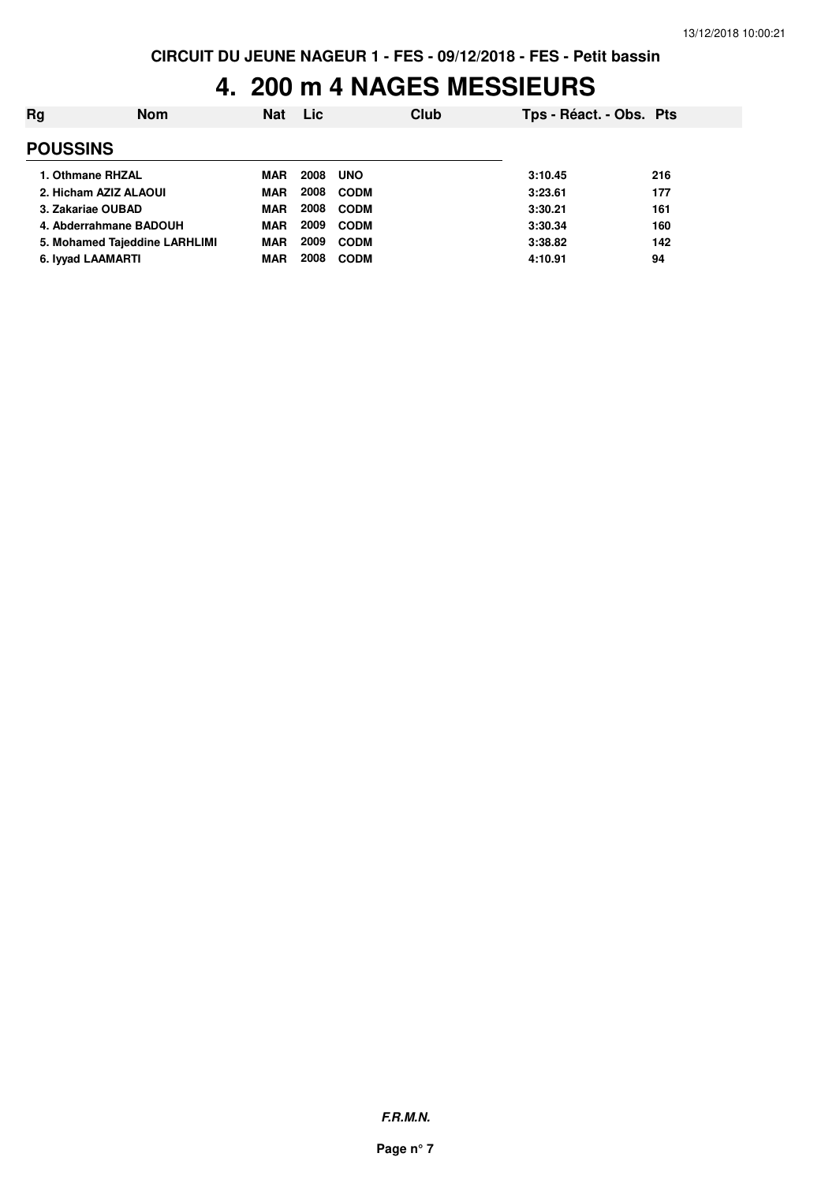# 4. 200 m 4 NAGES MESSIEURS

| Rg | Nom | Nat | Lic | Club | Tps - Réact. - Obs. | Pts |
|---|---|---|---|---|---|---|
| **POUSSINS** | | | | | | |
| 1. | Othmane RHZAL | MAR | 2008 | UNO | 3:10.45 | 216 |
| 2. | Hicham AZIZ ALAOUI | MAR | 2008 | CODM | 3:23.61 | 177 |
| 3. | Zakariae OUBAD | MAR | 2008 | CODM | 3:30.21 | 161 |
| 4. | Abderrahmane BADOUH | MAR | 2009 | CODM | 3:30.34 | 160 |
| 5. | Mohamed Tajeddine LARHLIMI | MAR | 2009 | CODM | 3:38.82 | 142 |
| 6. | Iyyad LAAMARTI | MAR | 2008 | CODM | 4:10.91 | 94 |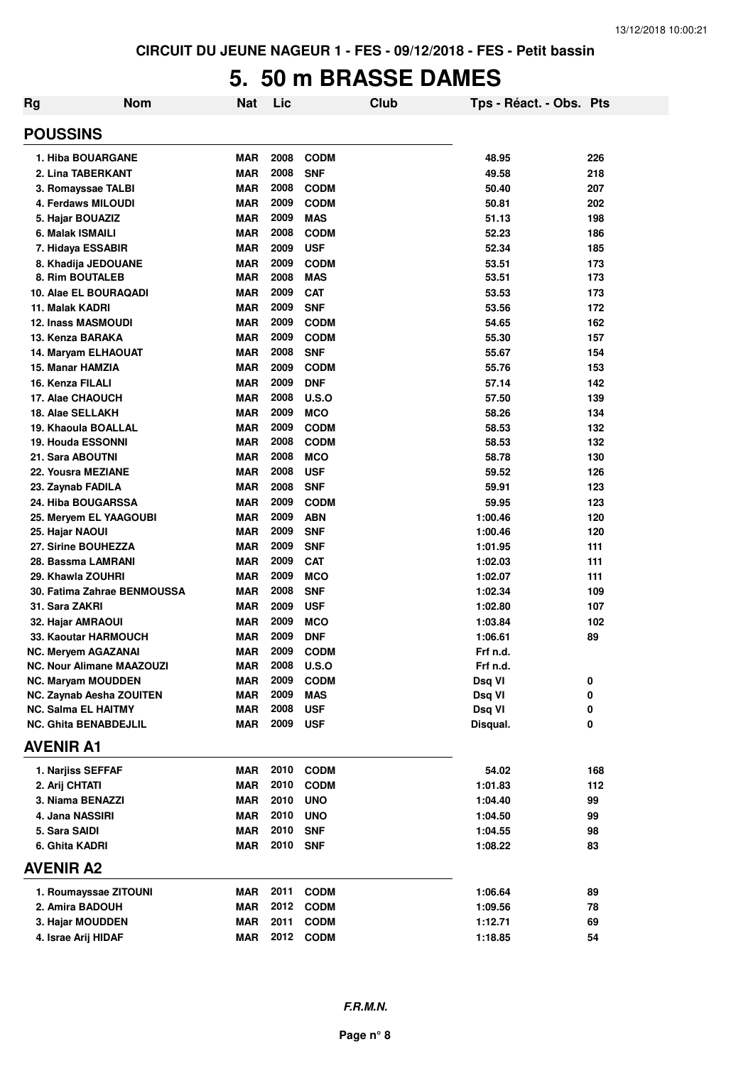CIRCUIT DU JEUNE NAGEUR 1 - FES - 09/12/2018 - FES - Petit bassin

# 5. 50 m BRASSE DAMES

| Rg | Nom | Nat | Lic | Club | Tps - Réact. - Obs. | Pts |
|---|---|---|---|---|---|---|
| **POUSSINS** | | | | | | |
| 1. Hiba BOUARGANE | | MAR | 2008 | CODM | 48.95 | 226 |
| 2. Lina TABERKANT | | MAR | 2008 | SNF | 49.58 | 218 |
| 3. Romayssae TALBI | | MAR | 2008 | CODM | 50.40 | 207 |
| 4. Ferdaws MILOUDI | | MAR | 2009 | CODM | 50.81 | 202 |
| 5. Hajar BOUAZIZ | | MAR | 2009 | MAS | 51.13 | 198 |
| 6. Malak ISMAILI | | MAR | 2008 | CODM | 52.23 | 186 |
| 7. Hidaya ESSABIR | | MAR | 2009 | USF | 52.34 | 185 |
| 8. Khadija JEDOUANE | | MAR | 2009 | CODM | 53.51 | 173 |
| 8. Rim BOUTALEB | | MAR | 2008 | MAS | 53.51 | 173 |
| 10. Alae EL BOURAQADI | | MAR | 2009 | CAT | 53.53 | 173 |
| 11. Malak KADRI | | MAR | 2009 | SNF | 53.56 | 172 |
| 12. Inass MASMOUDI | | MAR | 2009 | CODM | 54.65 | 162 |
| 13. Kenza BARAKA | | MAR | 2009 | CODM | 55.30 | 157 |
| 14. Maryam ELHAOUAT | | MAR | 2008 | SNF | 55.67 | 154 |
| 15. Manar HAMZIA | | MAR | 2009 | CODM | 55.76 | 153 |
| 16. Kenza FILALI | | MAR | 2009 | DNF | 57.14 | 142 |
| 17. Alae CHAOUCH | | MAR | 2008 | U.S.O | 57.50 | 139 |
| 18. Alae SELLAKH | | MAR | 2009 | MCO | 58.26 | 134 |
| 19. Khaoula BOALLAL | | MAR | 2009 | CODM | 58.53 | 132 |
| 19. Houda ESSONNI | | MAR | 2008 | CODM | 58.53 | 132 |
| 21. Sara ABOUTNI | | MAR | 2008 | MCO | 58.78 | 130 |
| 22. Yousra MEZIANE | | MAR | 2008 | USF | 59.52 | 126 |
| 23. Zaynab FADILA | | MAR | 2008 | SNF | 59.91 | 123 |
| 24. Hiba BOUGARSSA | | MAR | 2009 | CODM | 59.95 | 123 |
| 25. Meryem EL YAAGOUBI | | MAR | 2009 | ABN | 1:00.46 | 120 |
| 25. Hajar NAOUI | | MAR | 2009 | SNF | 1:00.46 | 120 |
| 27. Sirine BOUHEZZA | | MAR | 2009 | SNF | 1:01.95 | 111 |
| 28. Bassma LAMRANI | | MAR | 2009 | CAT | 1:02.03 | 111 |
| 29. Khawla ZOUHRI | | MAR | 2009 | MCO | 1:02.07 | 111 |
| 30. Fatima Zahrae BENMOUSSA | | MAR | 2008 | SNF | 1:02.34 | 109 |
| 31. Sara ZAKRI | | MAR | 2009 | USF | 1:02.80 | 107 |
| 32. Hajar AMRAOUI | | MAR | 2009 | MCO | 1:03.84 | 102 |
| 33. Kaoutar HARMOUCH | | MAR | 2009 | DNF | 1:06.61 | 89 |
| NC. Meryem AGAZANAI | | MAR | 2009 | CODM | Frf n.d. | |
| NC. Nour Alimane MAAZOUZI | | MAR | 2008 | U.S.O | Frf n.d. | |
| NC. Maryam MOUDDEN | | MAR | 2009 | CODM | Dsq VI | 0 |
| NC. Zaynab Aesha ZOUITEN | | MAR | 2009 | MAS | Dsq VI | 0 |
| NC. Salma EL HAITMY | | MAR | 2008 | USF | Dsq VI | 0 |
| NC. Ghita BENABDEJLIL | | MAR | 2009 | USF | Disqual. | 0 |
| **AVENIR A1** | | | | | | |
| 1. Narjiss SEFFAF | | MAR | 2010 | CODM | 54.02 | 168 |
| 2. Arij CHTATI | | MAR | 2010 | CODM | 1:01.83 | 112 |
| 3. Niama BENAZZI | | MAR | 2010 | UNO | 1:04.40 | 99 |
| 4. Jana NASSIRI | | MAR | 2010 | UNO | 1:04.50 | 99 |
| 5. Sara SAIDI | | MAR | 2010 | SNF | 1:04.55 | 98 |
| 6. Ghita KADRI | | MAR | 2010 | SNF | 1:08.22 | 83 |
| **AVENIR A2** | | | | | | |
| 1. Roumayssae ZITOUNI | | MAR | 2011 | CODM | 1:06.64 | 89 |
| 2. Amira BADOUH | | MAR | 2012 | CODM | 1:09.56 | 78 |
| 3. Hajar MOUDDEN | | MAR | 2011 | CODM | 1:12.71 | 69 |
| 4. Israe Arij HIDAF | | MAR | 2012 | CODM | 1:18.85 | 54 |

*F.R.M.N.*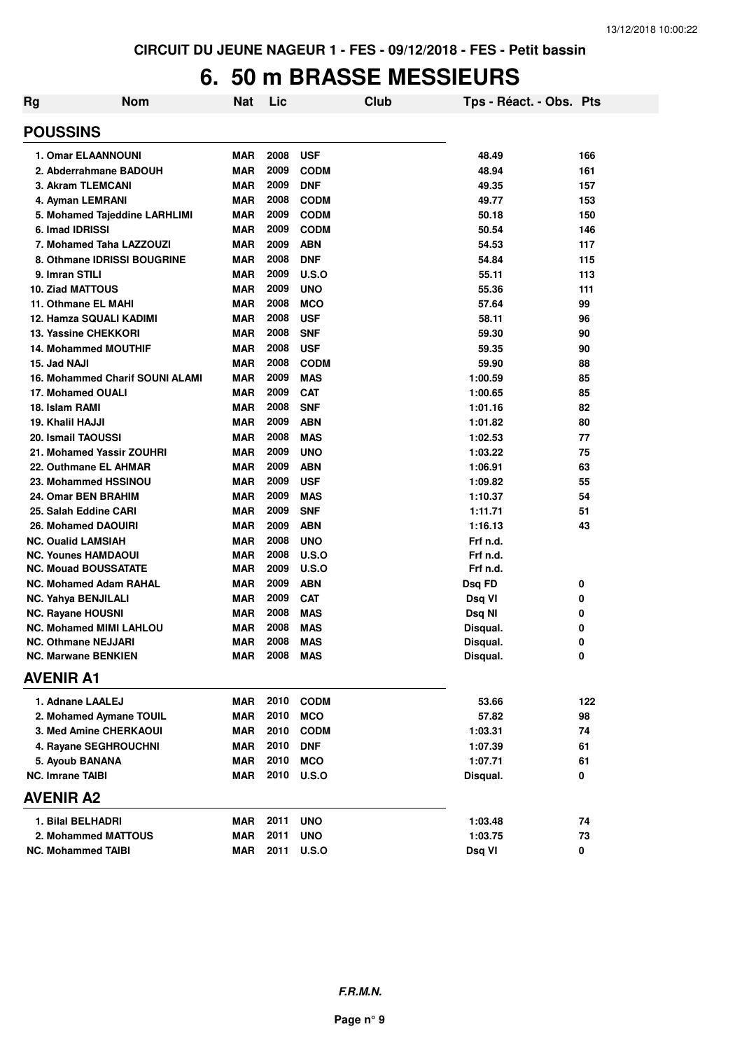CIRCUIT DU JEUNE NAGEUR 1 - FES - 09/12/2018 - FES - Petit bassin

# 6. 50 m BRASSE MESSIEURS

| Rg | Nom | Nat | Lic | Club | Tps - Réact. - Obs. | Pts |
|---|---|---|---|---|---|---|
| **POUSSINS** | | | | | | |
| 1. | Omar ELAANNOUNI | MAR | 2008 | USF | 48.49 | 166 |
| 2. | Abderrahmane BADOUH | MAR | 2009 | CODM | 48.94 | 161 |
| 3. | Akram TLEMCANI | MAR | 2009 | DNF | 49.35 | 157 |
| 4. | Ayman LEMRANI | MAR | 2008 | CODM | 49.77 | 153 |
| 5. | Mohamed Tajeddine LARHLIMI | MAR | 2009 | CODM | 50.18 | 150 |
| 6. | Imad IDRISSI | MAR | 2009 | CODM | 50.54 | 146 |
| 7. | Mohamed Taha LAZZOUZI | MAR | 2009 | ABN | 54.53 | 117 |
| 8. | Othmane IDRISSI BOUGRINE | MAR | 2008 | DNF | 54.84 | 115 |
| 9. | Imran STILI | MAR | 2009 | U.S.O | 55.11 | 113 |
| 10. | Ziad MATTOUS | MAR | 2009 | UNO | 55.36 | 111 |
| 11. | Othmane EL MAHI | MAR | 2008 | MCO | 57.64 | 99 |
| 12. | Hamza SQUALI KADIMI | MAR | 2008 | USF | 58.11 | 96 |
| 13. | Yassine CHEKKORI | MAR | 2008 | SNF | 59.30 | 90 |
| 14. | Mohammed MOUTHIF | MAR | 2008 | USF | 59.35 | 90 |
| 15. | Jad NAJI | MAR | 2008 | CODM | 59.90 | 88 |
| 16. | Mohammed Charif SOUNI ALAMI | MAR | 2009 | MAS | 1:00.59 | 85 |
| 17. | Mohamed OUALI | MAR | 2009 | CAT | 1:00.65 | 85 |
| 18. | Islam RAMI | MAR | 2008 | SNF | 1:01.16 | 82 |
| 19. | Khalil HAJJI | MAR | 2009 | ABN | 1:01.82 | 80 |
| 20. | Ismail TAOUSSI | MAR | 2008 | MAS | 1:02.53 | 77 |
| 21. | Mohamed Yassir ZOUHRI | MAR | 2009 | UNO | 1:03.22 | 75 |
| 22. | Outhmane EL AHMAR | MAR | 2009 | ABN | 1:06.91 | 63 |
| 23. | Mohammed HSSINOU | MAR | 2009 | USF | 1:09.82 | 55 |
| 24. | Omar BEN BRAHIM | MAR | 2009 | MAS | 1:10.37 | 54 |
| 25. | Salah Eddine CARI | MAR | 2009 | SNF | 1:11.71 | 51 |
| 26. | Mohamed DAOUIRI | MAR | 2009 | ABN | 1:16.13 | 43 |
| NC. | Oualid LAMSIAH | MAR | 2008 | UNO | Frf n.d. | |
| NC. | Younes HAMDAOUI | MAR | 2008 | U.S.O | Frf n.d. | |
| NC. | Mouad BOUSSATATE | MAR | 2009 | U.S.O | Frf n.d. | |
| NC. | Mohamed Adam RAHAL | MAR | 2009 | ABN | Dsq FD | 0 |
| NC. | Yahya BENJILALI | MAR | 2009 | CAT | Dsq VI | 0 |
| NC. | Rayane HOUSNI | MAR | 2008 | MAS | Dsq NI | 0 |
| NC. | Mohamed MIMI LAHLOU | MAR | 2008 | MAS | Disqual. | 0 |
| NC. | Othmane NEJJARI | MAR | 2008 | MAS | Disqual. | 0 |
| NC. | Marwane BENKIEN | MAR | 2008 | MAS | Disqual. | 0 |
| **AVENIR A1** | | | | | | |
| 1. | Adnane LAALEJ | MAR | 2010 | CODM | 53.66 | 122 |
| 2. | Mohamed Aymane TOUIL | MAR | 2010 | MCO | 57.82 | 98 |
| 3. | Med Amine CHERKAOUI | MAR | 2010 | CODM | 1:03.31 | 74 |
| 4. | Rayane SEGHROUCHNI | MAR | 2010 | DNF | 1:07.39 | 61 |
| 5. | Ayoub BANANA | MAR | 2010 | MCO | 1:07.71 | 61 |
| NC. | Imrane TAIBI | MAR | 2010 | U.S.O | Disqual. | 0 |
| **AVENIR A2** | | | | | | |
| 1. | Bilal BELHADRI | MAR | 2011 | UNO | 1:03.48 | 74 |
| 2. | Mohammed MATTOUS | MAR | 2011 | UNO | 1:03.75 | 73 |
| NC. | Mohammed TAIBI | MAR | 2011 | U.S.O | Dsq VI | 0 |

*F.R.M.N.*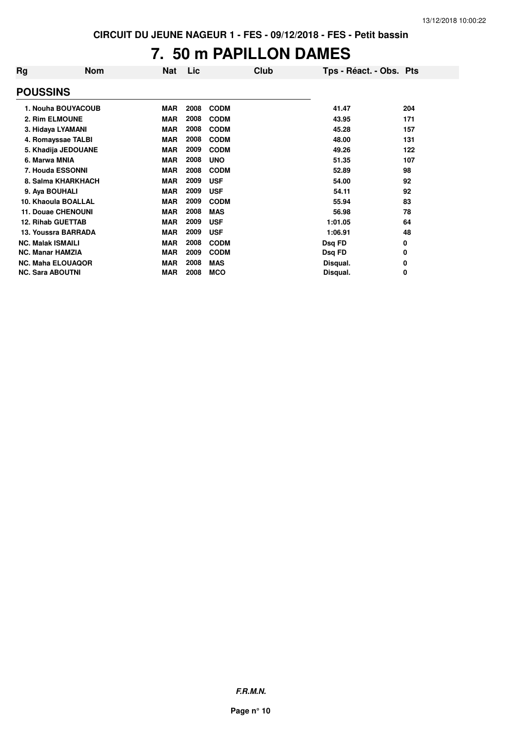CIRCUIT DU JEUNE NAGEUR 1 - FES - 09/12/2018 - FES - Petit bassin

# 7. 50 m PAPILLON DAMES

| Rg | Nom | Nat | Lic | Club | Tps - Réact. - Obs. | Pts |
|---|---|---|---|---|---|---|
| **POUSSINS** | | | | | | |
| 1. | Nouha BOUYACOUB | MAR | 2008 | CODM | 41.47 | 204 |
| 2. | Rim ELMOUNE | MAR | 2008 | CODM | 43.95 | 171 |
| 3. | Hidaya LYAMANI | MAR | 2008 | CODM | 45.28 | 157 |
| 4. | Romayssae TALBI | MAR | 2008 | CODM | 48.00 | 131 |
| 5. | Khadija JEDOUANE | MAR | 2009 | CODM | 49.26 | 122 |
| 6. | Marwa MNIA | MAR | 2008 | UNO | 51.35 | 107 |
| 7. | Houda ESSONNI | MAR | 2008 | CODM | 52.89 | 98 |
| 8. | Salma KHARKHACH | MAR | 2009 | USF | 54.00 | 92 |
| 9. | Aya BOUHALI | MAR | 2009 | USF | 54.11 | 92 |
| 10. | Khaoula BOALLAL | MAR | 2009 | CODM | 55.94 | 83 |
| 11. | Douae CHENOUNI | MAR | 2008 | MAS | 56.98 | 78 |
| 12. | Rihab GUETTAB | MAR | 2009 | USF | 1:01.05 | 64 |
| 13. | Youssra BARRADA | MAR | 2009 | USF | 1:06.91 | 48 |
| NC. | Malak ISMAILI | MAR | 2008 | CODM | Dsq FD | 0 |
| NC. | Manar HAMZIA | MAR | 2009 | CODM | Dsq FD | 0 |
| NC. | Maha ELOUAQOR | MAR | 2008 | MAS | Disqual. | 0 |
| NC. | Sara ABOUTNI | MAR | 2008 | MCO | Disqual. | 0 |

***F.R.M.N.***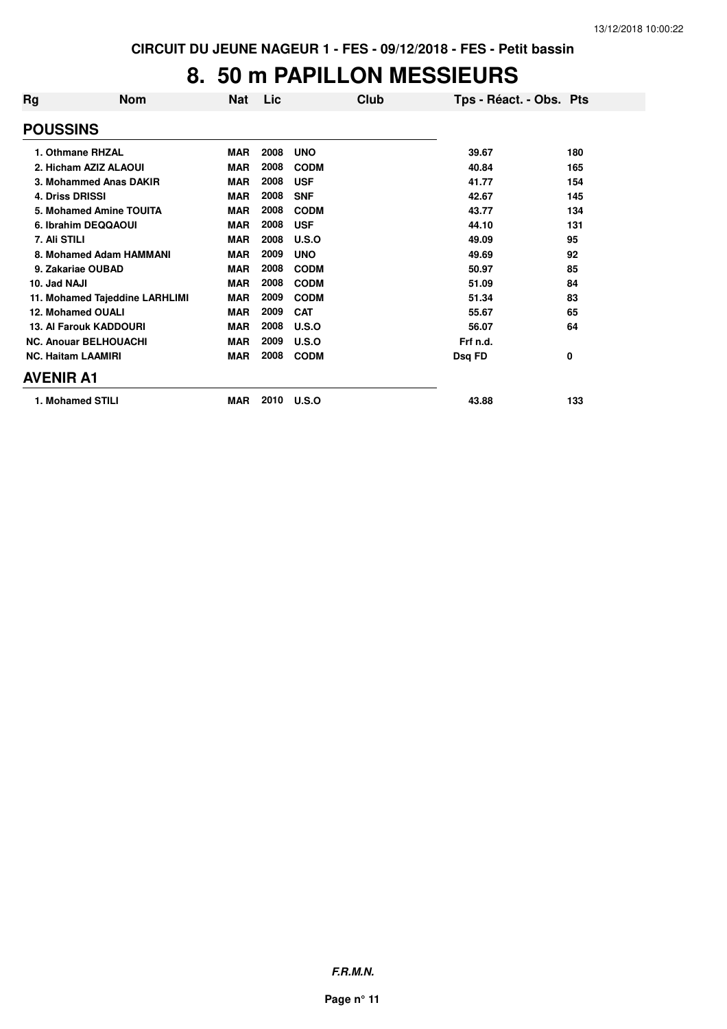CIRCUIT DU JEUNE NAGEUR 1 - FES - 09/12/2018 - FES - Petit bassin

# 8. 50 m PAPILLON MESSIEURS

| Rg | Nom | Nat | Lic | Club | Tps - Réact. - Obs. | Pts |
|---|---|---|---|---|---|---|
| **POUSSINS** | | | | | | |
| 1. | Othmane RHZAL | MAR | 2008 | UNO | 39.67 | 180 |
| 2. | Hicham AZIZ ALAOUI | MAR | 2008 | CODM | 40.84 | 165 |
| 3. | Mohammed Anas DAKIR | MAR | 2008 | USF | 41.77 | 154 |
| 4. | Driss DRISSI | MAR | 2008 | SNF | 42.67 | 145 |
| 5. | Mohamed Amine TOUITA | MAR | 2008 | CODM | 43.77 | 134 |
| 6. | Ibrahim DEQQAOUI | MAR | 2008 | USF | 44.10 | 131 |
| 7. | Ali STILI | MAR | 2008 | U.S.O | 49.09 | 95 |
| 8. | Mohamed Adam HAMMANI | MAR | 2009 | UNO | 49.69 | 92 |
| 9. | Zakariae OUBAD | MAR | 2008 | CODM | 50.97 | 85 |
| 10. | Jad NAJI | MAR | 2008 | CODM | 51.09 | 84 |
| 11. | Mohamed Tajeddine LARHLIMI | MAR | 2009 | CODM | 51.34 | 83 |
| 12. | Mohamed OUALI | MAR | 2009 | CAT | 55.67 | 65 |
| 13. | Al Farouk KADDOURI | MAR | 2008 | U.S.O | 56.07 | 64 |
| NC. | Anouar BELHOUACHI | MAR | 2009 | U.S.O | Frf n.d. | |
| NC. | Haitam LAAMIRI | MAR | 2008 | CODM | Dsq FD | 0 |
| **AVENIR A1** | | | | | | |
| 1. | Mohamed STILI | MAR | 2010 | U.S.O | 43.88 | 133 |

*F.R.M.N.*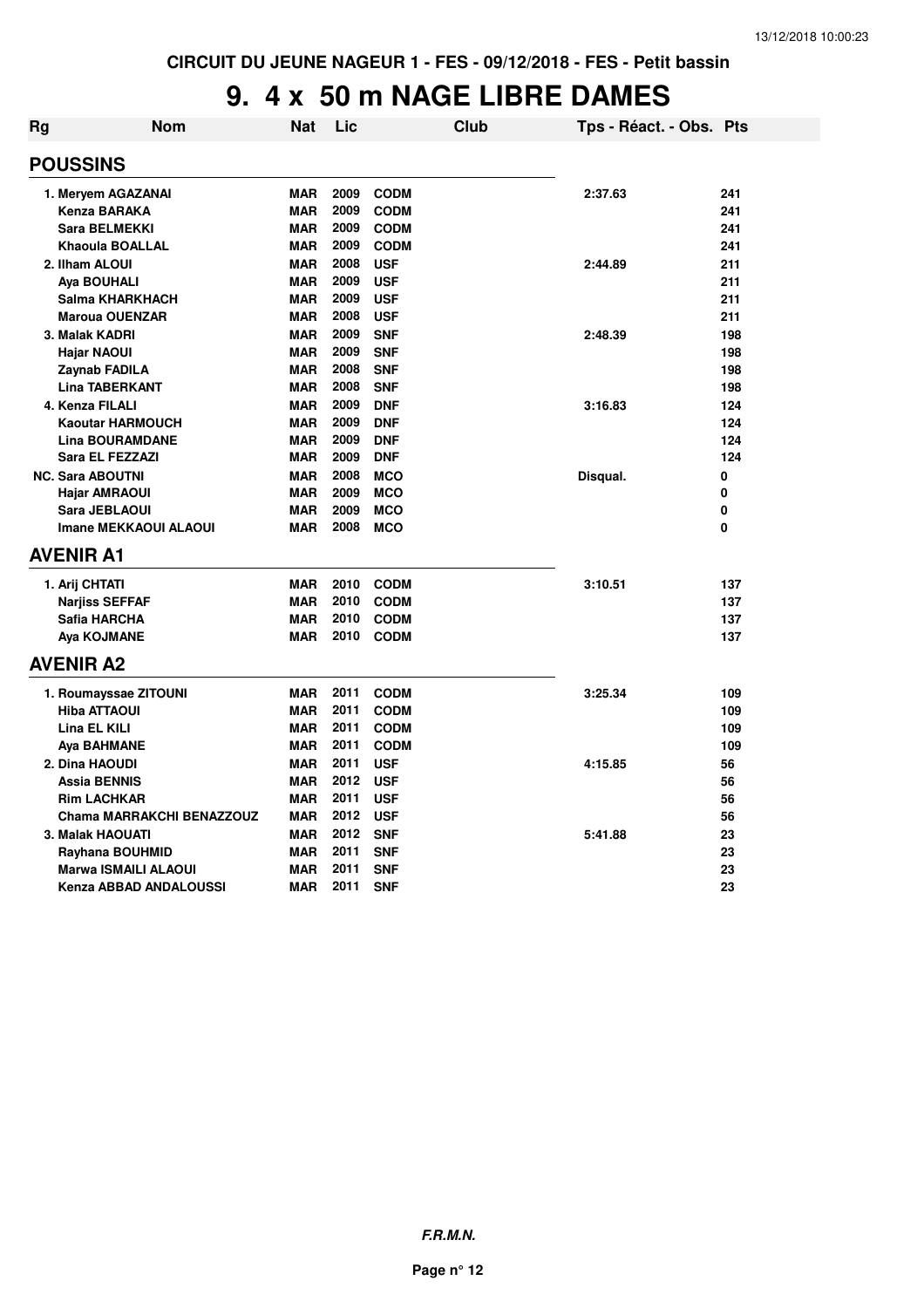CIRCUIT DU JEUNE NAGEUR 1 - FES - 09/12/2018 - FES - Petit bassin

# 9. 4 x 50 m NAGE LIBRE DAMES

| Rg | Nom | Nat | Lic | Club | Tps - Réact. - Obs. | Pts |
|---|---|---|---|---|---|---|
| **POUSSINS** | | | | | | |
| 1. | Meryem AGAZANAI | MAR | 2009 | CODM | 2:37.63 | 241 |
| | Kenza BARAKA | MAR | 2009 | CODM | | 241 |
| | Sara BELMEKKI | MAR | 2009 | CODM | | 241 |
| | Khaoula BOALLAL | MAR | 2009 | CODM | | 241 |
| 2. | Ilham ALOUI | MAR | 2008 | USF | 2:44.89 | 211 |
| | Aya BOUHALI | MAR | 2009 | USF | | 211 |
| | Salma KHARKHACH | MAR | 2009 | USF | | 211 |
| | Maroua OUENZAR | MAR | 2008 | USF | | 211 |
| 3. | Malak KADRI | MAR | 2009 | SNF | 2:48.39 | 198 |
| | Hajar NAOUI | MAR | 2009 | SNF | | 198 |
| | Zaynab FADILA | MAR | 2008 | SNF | | 198 |
| | Lina TABERKANT | MAR | 2008 | SNF | | 198 |
| 4. | Kenza FILALI | MAR | 2009 | DNF | 3:16.83 | 124 |
| | Kaoutar HARMOUCH | MAR | 2009 | DNF | | 124 |
| | Lina BOURAMDANE | MAR | 2009 | DNF | | 124 |
| | Sara EL FEZZAZI | MAR | 2009 | DNF | | 124 |
| NC. | Sara ABOUTNI | MAR | 2008 | MCO | Disqual. | 0 |
| | Hajar AMRAOUI | MAR | 2009 | MCO | | 0 |
| | Sara JEBLAOUI | MAR | 2009 | MCO | | 0 |
| | Imane MEKKAOUI ALAOUI | MAR | 2008 | MCO | | 0 |
| **AVENIR A1** | | | | | | |
| 1. | Arij CHTATI | MAR | 2010 | CODM | 3:10.51 | 137 |
| | Narjiss SEFFAF | MAR | 2010 | CODM | | 137 |
| | Safia HARCHA | MAR | 2010 | CODM | | 137 |
| | Aya KOJMANE | MAR | 2010 | CODM | | 137 |
| **AVENIR A2** | | | | | | |
| 1. | Roumayssae ZITOUNI | MAR | 2011 | CODM | 3:25.34 | 109 |
| | Hiba ATTAOUI | MAR | 2011 | CODM | | 109 |
| | Lina EL KILI | MAR | 2011 | CODM | | 109 |
| | Aya BAHMANE | MAR | 2011 | CODM | | 109 |
| 2. | Dina HAOUDI | MAR | 2011 | USF | 4:15.85 | 56 |
| | Assia BENNIS | MAR | 2012 | USF | | 56 |
| | Rim LACHKAR | MAR | 2011 | USF | | 56 |
| | Chama MARRAKCHI BENAZZOUZ | MAR | 2012 | USF | | 56 |
| 3. | Malak HAOUATI | MAR | 2012 | SNF | 5:41.88 | 23 |
| | Rayhana BOUHMID | MAR | 2011 | SNF | | 23 |
| | Marwa ISMAILI ALAOUI | MAR | 2011 | SNF | | 23 |
| | Kenza ABBAD ANDALOUSSI | MAR | 2011 | SNF | | 23 |

*F.R.M.N.*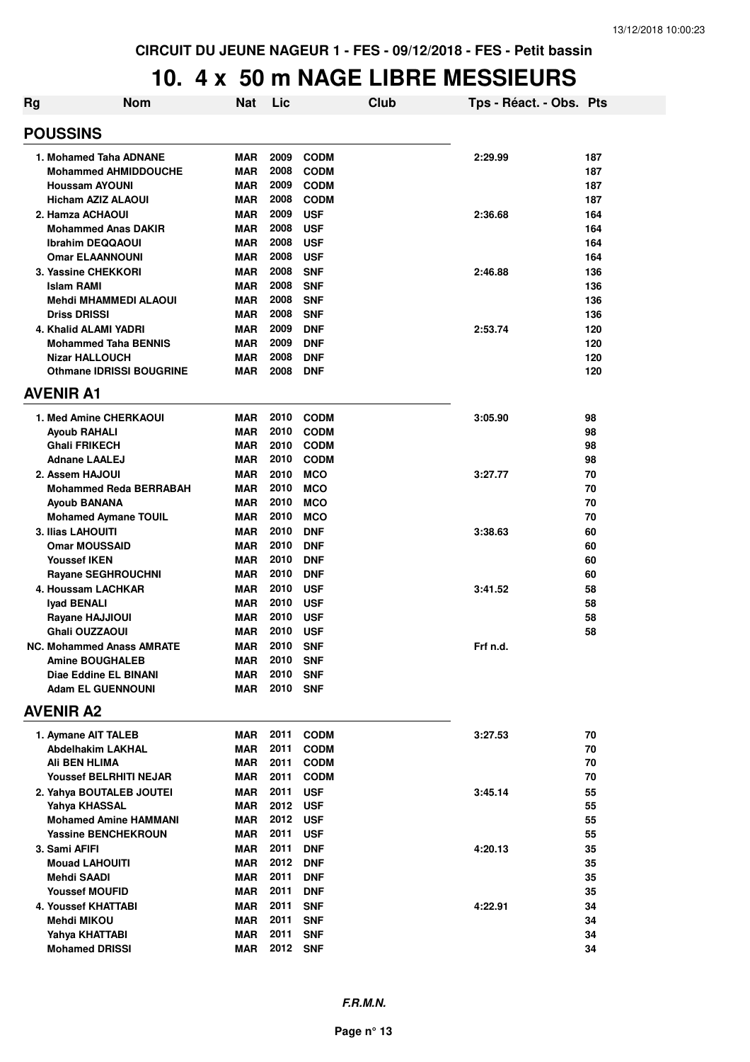CIRCUIT DU JEUNE NAGEUR 1 - FES - 09/12/2018 - FES - Petit bassin

# 10. 4 x 50 m NAGE LIBRE MESSIEURS

| Rg | Nom | Nat | Lic | Club | Tps - Réact. - Obs. | Pts |
|---|---|---|---|---|---|---|
| **POUSSINS** | | | | | | |
| 1. Mohamed Taha ADNANE | | MAR | 2009 | CODM | 2:29.99 | 187 |
| | Mohammed AHMIDDOUCHE | MAR | 2008 | CODM | | 187 |
| | Houssam AYOUNI | MAR | 2009 | CODM | | 187 |
| | Hicham AZIZ ALAOUI | MAR | 2008 | CODM | | 187 |
| 2. Hamza ACHAOUI | | MAR | 2009 | USF | 2:36.68 | 164 |
| | Mohammed Anas DAKIR | MAR | 2008 | USF | | 164 |
| | Ibrahim DEQQAOUI | MAR | 2008 | USF | | 164 |
| | Omar ELAANNOUNI | MAR | 2008 | USF | | 164 |
| 3. Yassine CHEKKORI | | MAR | 2008 | SNF | 2:46.88 | 136 |
| | Islam RAMI | MAR | 2008 | SNF | | 136 |
| | Mehdi MHAMMEDI ALAOUI | MAR | 2008 | SNF | | 136 |
| | Driss DRISSI | MAR | 2008 | SNF | | 136 |
| 4. Khalid ALAMI YADRI | | MAR | 2009 | DNF | 2:53.74 | 120 |
| | Mohammed Taha BENNIS | MAR | 2009 | DNF | | 120 |
| | Nizar HALLOUCH | MAR | 2008 | DNF | | 120 |
| | Othmane IDRISSI BOUGRINE | MAR | 2008 | DNF | | 120 |
| **AVENIR A1** | | | | | | |
| 1. Med Amine CHERKAOUI | | MAR | 2010 | CODM | 3:05.90 | 98 |
| | Ayoub RAHALI | MAR | 2010 | CODM | | 98 |
| | Ghali FRIKECH | MAR | 2010 | CODM | | 98 |
| | Adnane LAALEJ | MAR | 2010 | CODM | | 98 |
| 2. Assem HAJOUI | | MAR | 2010 | MCO | 3:27.77 | 70 |
| | Mohammed Reda BERRABAH | MAR | 2010 | MCO | | 70 |
| | Ayoub BANANA | MAR | 2010 | MCO | | 70 |
| | Mohamed Aymane TOUIL | MAR | 2010 | MCO | | 70 |
| 3. Ilias LAHOUITI | | MAR | 2010 | DNF | 3:38.63 | 60 |
| | Omar MOUSSAID | MAR | 2010 | DNF | | 60 |
| | Youssef IKEN | MAR | 2010 | DNF | | 60 |
| | Rayane SEGHROUCHNI | MAR | 2010 | DNF | | 60 |
| 4. Houssam LACHKAR | | MAR | 2010 | USF | 3:41.52 | 58 |
| | Iyad BENALI | MAR | 2010 | USF | | 58 |
| | Rayane HAJJIOUI | MAR | 2010 | USF | | 58 |
| | Ghali OUZZAOUI | MAR | 2010 | USF | | 58 |
| NC. Mohammed Anass AMRATE | | MAR | 2010 | SNF | Frf n.d. | |
| | Amine BOUGHALEB | MAR | 2010 | SNF | | |
| | Diae Eddine EL BINANI | MAR | 2010 | SNF | | |
| | Adam EL GUENNOUNI | MAR | 2010 | SNF | | |
| **AVENIR A2** | | | | | | |
| 1. Aymane AIT TALEB | | MAR | 2011 | CODM | 3:27.53 | 70 |
| | Abdelhakim LAKHAL | MAR | 2011 | CODM | | 70 |
| | Ali BEN HLIMA | MAR | 2011 | CODM | | 70 |
| | Youssef BELRHITI NEJAR | MAR | 2011 | CODM | | 70 |
| 2. Yahya BOUTALEB JOUTEI | | MAR | 2011 | USF | 3:45.14 | 55 |
| | Yahya KHASSAL | MAR | 2012 | USF | | 55 |
| | Mohamed Amine HAMMANI | MAR | 2012 | USF | | 55 |
| | Yassine BENCHEKROUN | MAR | 2011 | USF | | 55 |
| 3. Sami AFIFI | | MAR | 2011 | DNF | 4:20.13 | 35 |
| | Mouad LAHOUITI | MAR | 2012 | DNF | | 35 |
| | Mehdi SAADI | MAR | 2011 | DNF | | 35 |
| | Youssef MOUFID | MAR | 2011 | DNF | | 35 |
| 4. Youssef KHATTABI | | MAR | 2011 | SNF | 4:22.91 | 34 |
| | Mehdi MIKOU | MAR | 2011 | SNF | | 34 |
| | Yahya KHATTABI | MAR | 2011 | SNF | | 34 |
| | Mohamed DRISSI | MAR | 2012 | SNF | | 34 |

*F.R.M.N.*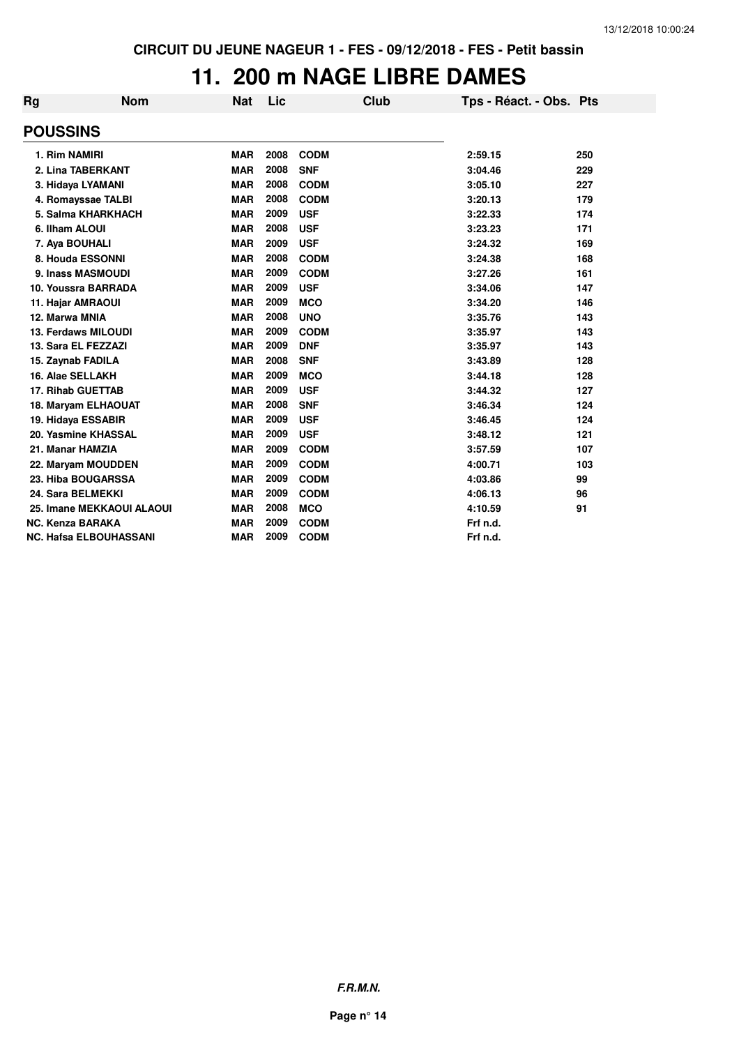CIRCUIT DU JEUNE NAGEUR 1 - FES - 09/12/2018 - FES - Petit bassin

# 11. 200 m NAGE LIBRE DAMES

| Rg | Nom | Nat | Lic | Club | Tps - Réact. - Obs. | Pts |
|---|---|---|---|---|---|---|
| **POUSSINS** | | | | | | |
| 1. Rim NAMIRI | | MAR | 2008 | CODM | 2:59.15 | 250 |
| 2. Lina TABERKANT | | MAR | 2008 | SNF | 3:04.46 | 229 |
| 3. Hidaya LYAMANI | | MAR | 2008 | CODM | 3:05.10 | 227 |
| 4. Romayssae TALBI | | MAR | 2008 | CODM | 3:20.13 | 179 |
| 5. Salma KHARKHACH | | MAR | 2009 | USF | 3:22.33 | 174 |
| 6. Ilham ALOUI | | MAR | 2008 | USF | 3:23.23 | 171 |
| 7. Aya BOUHALI | | MAR | 2009 | USF | 3:24.32 | 169 |
| 8. Houda ESSONNI | | MAR | 2008 | CODM | 3:24.38 | 168 |
| 9. Inass MASMOUDI | | MAR | 2009 | CODM | 3:27.26 | 161 |
| 10. Youssra BARRADA | | MAR | 2009 | USF | 3:34.06 | 147 |
| 11. Hajar AMRAOUI | | MAR | 2009 | MCO | 3:34.20 | 146 |
| 12. Marwa MNIA | | MAR | 2008 | UNO | 3:35.76 | 143 |
| 13. Ferdaws MILOUDI | | MAR | 2009 | CODM | 3:35.97 | 143 |
| 13. Sara EL FEZZAZI | | MAR | 2009 | DNF | 3:35.97 | 143 |
| 15. Zaynab FADILA | | MAR | 2008 | SNF | 3:43.89 | 128 |
| 16. Alae SELLAKH | | MAR | 2009 | MCO | 3:44.18 | 128 |
| 17. Rihab GUETTAB | | MAR | 2009 | USF | 3:44.32 | 127 |
| 18. Maryam ELHAOUAT | | MAR | 2008 | SNF | 3:46.34 | 124 |
| 19. Hidaya ESSABIR | | MAR | 2009 | USF | 3:46.45 | 124 |
| 20. Yasmine KHASSAL | | MAR | 2009 | USF | 3:48.12 | 121 |
| 21. Manar HAMZIA | | MAR | 2009 | CODM | 3:57.59 | 107 |
| 22. Maryam MOUDDEN | | MAR | 2009 | CODM | 4:00.71 | 103 |
| 23. Hiba BOUGARSSA | | MAR | 2009 | CODM | 4:03.86 | 99 |
| 24. Sara BELMEKKI | | MAR | 2009 | CODM | 4:06.13 | 96 |
| 25. Imane MEKKAOUI ALAOUI | | MAR | 2008 | MCO | 4:10.59 | 91 |
| NC. Kenza BARAKA | | MAR | 2009 | CODM | Frf n.d. | |
| NC. Hafsa ELBOUHASSANI | | MAR | 2009 | CODM | Frf n.d. | |

*F.R.M.N.*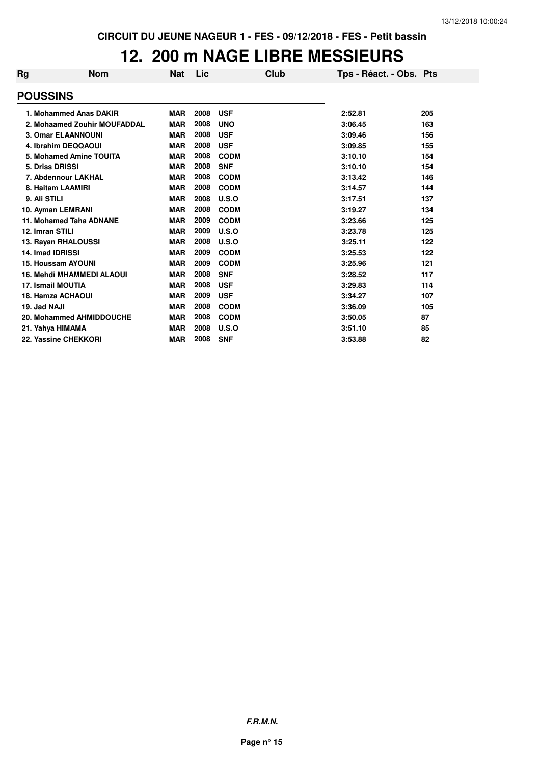CIRCUIT DU JEUNE NAGEUR 1 - FES - 09/12/2018 - FES - Petit bassin

# 12. 200 m NAGE LIBRE MESSIEURS

| Rg | Nom | Nat | Lic | Club | Tps - Réact. - Obs. | Pts |
|---|---|---|---|---|---|---|
| **POUSSINS** | | | | | | |
| 1. | Mohammed Anas DAKIR | MAR | 2008 | USF | 2:52.81 | 205 |
| 2. | Mohaamed Zouhir MOUFADDAL | MAR | 2008 | UNO | 3:06.45 | 163 |
| 3. | Omar ELAANNOUNI | MAR | 2008 | USF | 3:09.46 | 156 |
| 4. | Ibrahim DEQQAOUI | MAR | 2008 | USF | 3:09.85 | 155 |
| 5. | Mohamed Amine TOUITA | MAR | 2008 | CODM | 3:10.10 | 154 |
| 5. | Driss DRISSI | MAR | 2008 | SNF | 3:10.10 | 154 |
| 7. | Abdennour LAKHAL | MAR | 2008 | CODM | 3:13.42 | 146 |
| 8. | Haitam LAAMIRI | MAR | 2008 | CODM | 3:14.57 | 144 |
| 9. | Ali STILI | MAR | 2008 | U.S.O | 3:17.51 | 137 |
| 10. | Ayman LEMRANI | MAR | 2008 | CODM | 3:19.27 | 134 |
| 11. | Mohamed Taha ADNANE | MAR | 2009 | CODM | 3:23.66 | 125 |
| 12. | Imran STILI | MAR | 2009 | U.S.O | 3:23.78 | 125 |
| 13. | Rayan RHALOUSSI | MAR | 2008 | U.S.O | 3:25.11 | 122 |
| 14. | Imad IDRISSI | MAR | 2009 | CODM | 3:25.53 | 122 |
| 15. | Houssam AYOUNI | MAR | 2009 | CODM | 3:25.96 | 121 |
| 16. | Mehdi MHAMMEDI ALAOUI | MAR | 2008 | SNF | 3:28.52 | 117 |
| 17. | Ismail MOUTIA | MAR | 2008 | USF | 3:29.83 | 114 |
| 18. | Hamza ACHAOUI | MAR | 2009 | USF | 3:34.27 | 107 |
| 19. | Jad NAJI | MAR | 2008 | CODM | 3:36.09 | 105 |
| 20. | Mohammed AHMIDDOUCHE | MAR | 2008 | CODM | 3:50.05 | 87 |
| 21. | Yahya HIMAMA | MAR | 2008 | U.S.O | 3:51.10 | 85 |
| 22. | Yassine CHEKKORI | MAR | 2008 | SNF | 3:53.88 | 82 |

*F.R.M.N.*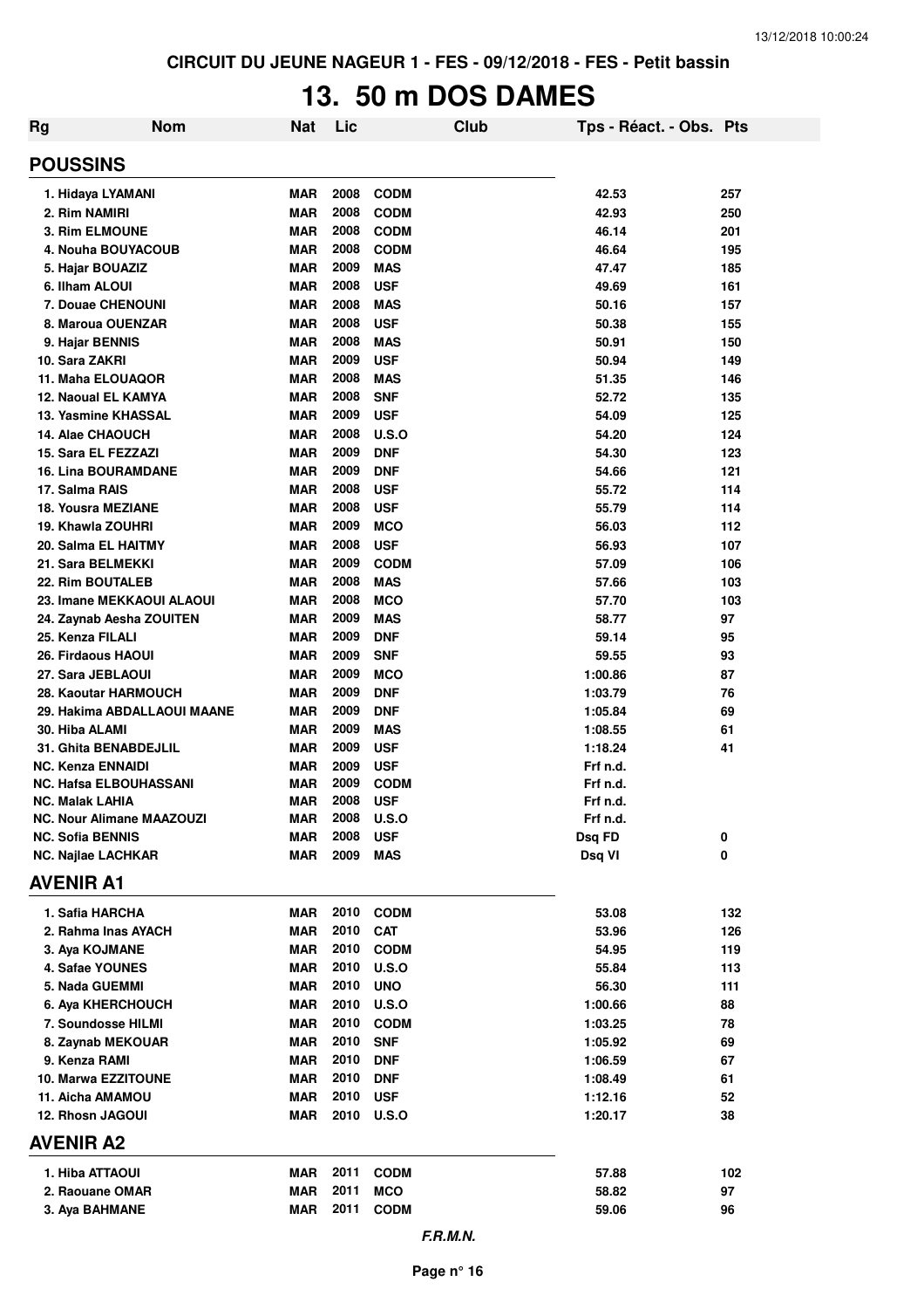CIRCUIT DU JEUNE NAGEUR 1 - FES - 09/12/2018 - FES - Petit bassin

# 13. 50 m DOS DAMES

| Rg | Nom | Nat | Lic | Club | Tps - Réact. - Obs. | Pts |
|---|---|---|---|---|---|---|
| **POUSSINS** | | | | | | |
| 1. Hidaya LYAMANI | | MAR | 2008 | CODM | 42.53 | 257 |
| 2. Rim NAMIRI | | MAR | 2008 | CODM | 42.93 | 250 |
| 3. Rim ELMOUNE | | MAR | 2008 | CODM | 46.14 | 201 |
| 4. Nouha BOUYACOUB | | MAR | 2008 | CODM | 46.64 | 195 |
| 5. Hajar BOUAZIZ | | MAR | 2009 | MAS | 47.47 | 185 |
| 6. Ilham ALOUI | | MAR | 2008 | USF | 49.69 | 161 |
| 7. Douae CHENOUNI | | MAR | 2008 | MAS | 50.16 | 157 |
| 8. Maroua OUENZAR | | MAR | 2008 | USF | 50.38 | 155 |
| 9. Hajar BENNIS | | MAR | 2008 | MAS | 50.91 | 150 |
| 10. Sara ZAKRI | | MAR | 2009 | USF | 50.94 | 149 |
| 11. Maha ELOUAQOR | | MAR | 2008 | MAS | 51.35 | 146 |
| 12. Naoual EL KAMYA | | MAR | 2008 | SNF | 52.72 | 135 |
| 13. Yasmine KHASSAL | | MAR | 2009 | USF | 54.09 | 125 |
| 14. Alae CHAOUCH | | MAR | 2008 | U.S.O | 54.20 | 124 |
| 15. Sara EL FEZZAZI | | MAR | 2009 | DNF | 54.30 | 123 |
| 16. Lina BOURAMDANE | | MAR | 2009 | DNF | 54.66 | 121 |
| 17. Salma RAIS | | MAR | 2008 | USF | 55.72 | 114 |
| 18. Yousra MEZIANE | | MAR | 2008 | USF | 55.79 | 114 |
| 19. Khawla ZOUHRI | | MAR | 2009 | MCO | 56.03 | 112 |
| 20. Salma EL HAITMY | | MAR | 2008 | USF | 56.93 | 107 |
| 21. Sara BELMEKKI | | MAR | 2009 | CODM | 57.09 | 106 |
| 22. Rim BOUTALEB | | MAR | 2008 | MAS | 57.66 | 103 |
| 23. Imane MEKKAOUI ALAOUI | | MAR | 2008 | MCO | 57.70 | 103 |
| 24. Zaynab Aesha ZOUITEN | | MAR | 2009 | MAS | 58.77 | 97 |
| 25. Kenza FILALI | | MAR | 2009 | DNF | 59.14 | 95 |
| 26. Firdaous HAOUI | | MAR | 2009 | SNF | 59.55 | 93 |
| 27. Sara JEBLAOUI | | MAR | 2009 | MCO | 1:00.86 | 87 |
| 28. Kaoutar HARMOUCH | | MAR | 2009 | DNF | 1:03.79 | 76 |
| 29. Hakima ABDALLAOUI MAANE | | MAR | 2009 | DNF | 1:05.84 | 69 |
| 30. Hiba ALAMI | | MAR | 2009 | MAS | 1:08.55 | 61 |
| 31. Ghita BENABDEJLIL | | MAR | 2009 | USF | 1:18.24 | 41 |
| NC. Kenza ENNAIDI | | MAR | 2009 | USF | Frf n.d. | |
| NC. Hafsa ELBOUHASSANI | | MAR | 2009 | CODM | Frf n.d. | |
| NC. Malak LAHIA | | MAR | 2008 | USF | Frf n.d. | |
| NC. Nour Alimane MAAZOUZI | | MAR | 2008 | U.S.O | Frf n.d. | |
| NC. Sofia BENNIS | | MAR | 2008 | USF | Dsq FD | 0 |
| NC. Najlae LACHKAR | | MAR | 2009 | MAS | Dsq VI | 0 |
| **AVENIR A1** | | | | | | |
| 1. Safia HARCHA | | MAR | 2010 | CODM | 53.08 | 132 |
| 2. Rahma Inas AYACH | | MAR | 2010 | CAT | 53.96 | 126 |
| 3. Aya KOJMANE | | MAR | 2010 | CODM | 54.95 | 119 |
| 4. Safae YOUNES | | MAR | 2010 | U.S.O | 55.84 | 113 |
| 5. Nada GUEMMI | | MAR | 2010 | UNO | 56.30 | 111 |
| 6. Aya KHERCHOUCH | | MAR | 2010 | U.S.O | 1:00.66 | 88 |
| 7. Soundosse HILMI | | MAR | 2010 | CODM | 1:03.25 | 78 |
| 8. Zaynab MEKOUAR | | MAR | 2010 | SNF | 1:05.92 | 69 |
| 9. Kenza RAMI | | MAR | 2010 | DNF | 1:06.59 | 67 |
| 10. Marwa EZZITOUNE | | MAR | 2010 | DNF | 1:08.49 | 61 |
| 11. Aicha AMAMOU | | MAR | 2010 | USF | 1:12.16 | 52 |
| 12. Rhosn JAGOUI | | MAR | 2010 | U.S.O | 1:20.17 | 38 |
| **AVENIR A2** | | | | | | |
| 1. Hiba ATTAOUI | | MAR | 2011 | CODM | 57.88 | 102 |
| 2. Raouane OMAR | | MAR | 2011 | MCO | 58.82 | 97 |
| 3. Aya BAHMANE | | MAR | 2011 | CODM | 59.06 | 96 |

*F.R.M.N.*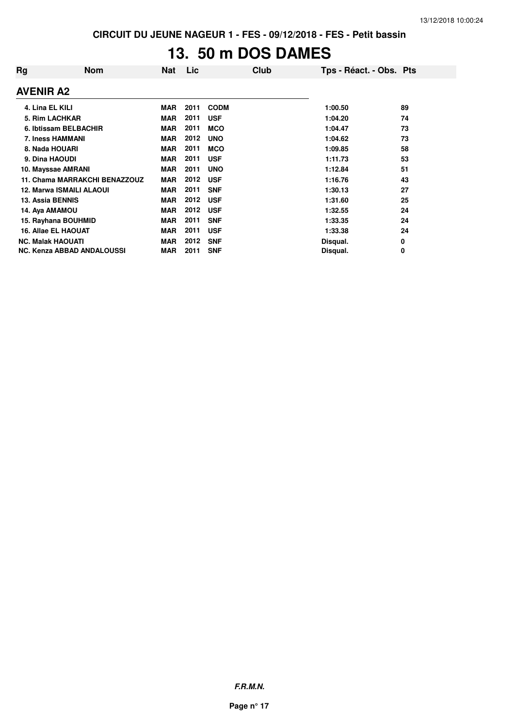# 13. 50 m DOS DAMES

| Rg | Nom | Nat | Lic | Club | Tps - Réact. - Obs. | Pts |
|---|---|---|---|---|---|---|
| **AVENIR A2** | | | | | | |
| 4. Lina EL KILI | | MAR | 2011 | CODM | 1:00.50 | 89 |
| 5. Rim LACHKAR | | MAR | 2011 | USF | 1:04.20 | 74 |
| 6. Ibtissam BELBACHIR | | MAR | 2011 | MCO | 1:04.47 | 73 |
| 7. Iness HAMMANI | | MAR | 2012 | UNO | 1:04.62 | 73 |
| 8. Nada HOUARI | | MAR | 2011 | MCO | 1:09.85 | 58 |
| 9. Dina HAOUDI | | MAR | 2011 | USF | 1:11.73 | 53 |
| 10. Mayssae AMRANI | | MAR | 2011 | UNO | 1:12.84 | 51 |
| 11. Chama MARRAKCHI BENAZZOUZ | | MAR | 2012 | USF | 1:16.76 | 43 |
| 12. Marwa ISMAILI ALAOUI | | MAR | 2011 | SNF | 1:30.13 | 27 |
| 13. Assia BENNIS | | MAR | 2012 | USF | 1:31.60 | 25 |
| 14. Aya AMAMOU | | MAR | 2012 | USF | 1:32.55 | 24 |
| 15. Rayhana BOUHMID | | MAR | 2011 | SNF | 1:33.35 | 24 |
| 16. Allae EL HAOUAT | | MAR | 2011 | USF | 1:33.38 | 24 |
| NC. Malak HAOUATI | | MAR | 2012 | SNF | Disqual. | 0 |
| NC. Kenza ABBAD ANDALOUSSI | | MAR | 2011 | SNF | Disqual. | 0 |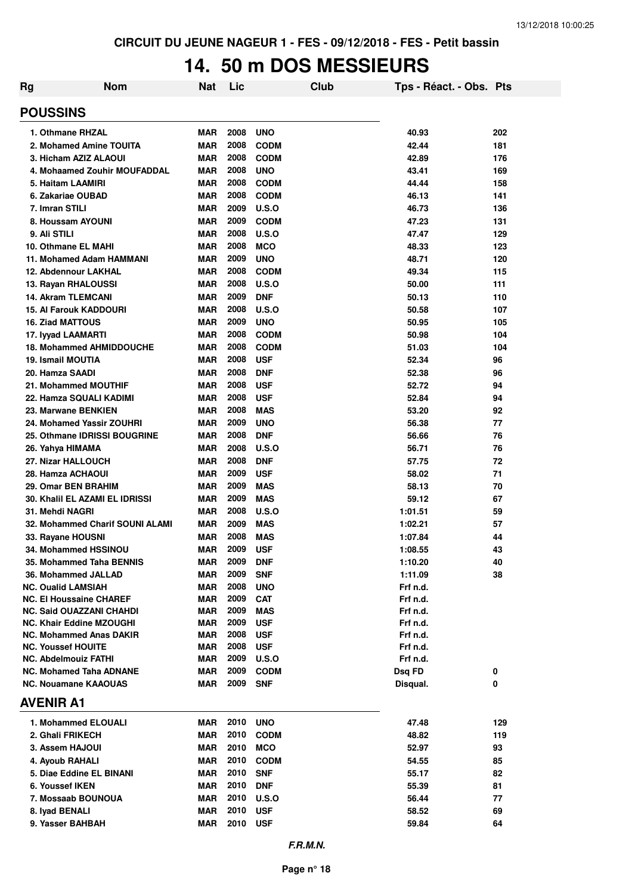CIRCUIT DU JEUNE NAGEUR 1 - FES - 09/12/2018 - FES - Petit bassin

# 14. 50 m DOS MESSIEURS

| Rg | Nom | Nat | Lic | Club | Tps - Réact. - Obs. | Pts |
|---|---|---|---|---|---|---|
| **POUSSINS** | | | | | | |
| 1. Othmane RHZAL | | MAR | 2008 | UNO | 40.93 | 202 |
| 2. Mohamed Amine TOUITA | | MAR | 2008 | CODM | 42.44 | 181 |
| 3. Hicham AZIZ ALAOUI | | MAR | 2008 | CODM | 42.89 | 176 |
| 4. Mohaamed Zouhir MOUFADDAL | | MAR | 2008 | UNO | 43.41 | 169 |
| 5. Haitam LAAMIRI | | MAR | 2008 | CODM | 44.44 | 158 |
| 6. Zakariae OUBAD | | MAR | 2008 | CODM | 46.13 | 141 |
| 7. Imran STILI | | MAR | 2009 | U.S.O | 46.73 | 136 |
| 8. Houssam AYOUNI | | MAR | 2009 | CODM | 47.23 | 131 |
| 9. Ali STILI | | MAR | 2008 | U.S.O | 47.47 | 129 |
| 10. Othmane EL MAHI | | MAR | 2008 | MCO | 48.33 | 123 |
| 11. Mohamed Adam HAMMANI | | MAR | 2009 | UNO | 48.71 | 120 |
| 12. Abdennour LAKHAL | | MAR | 2008 | CODM | 49.34 | 115 |
| 13. Rayan RHALOUSSI | | MAR | 2008 | U.S.O | 50.00 | 111 |
| 14. Akram TLEMCANI | | MAR | 2009 | DNF | 50.13 | 110 |
| 15. Al Farouk KADDOURI | | MAR | 2008 | U.S.O | 50.58 | 107 |
| 16. Ziad MATTOUS | | MAR | 2009 | UNO | 50.95 | 105 |
| 17. Iyyad LAAMARTI | | MAR | 2008 | CODM | 50.98 | 104 |
| 18. Mohammed AHMIDDOUCHE | | MAR | 2008 | CODM | 51.03 | 104 |
| 19. Ismail MOUTIA | | MAR | 2008 | USF | 52.34 | 96 |
| 20. Hamza SAADI | | MAR | 2008 | DNF | 52.38 | 96 |
| 21. Mohammed MOUTHIF | | MAR | 2008 | USF | 52.72 | 94 |
| 22. Hamza SQUALI KADIMI | | MAR | 2008 | USF | 52.84 | 94 |
| 23. Marwane BENKIEN | | MAR | 2008 | MAS | 53.20 | 92 |
| 24. Mohamed Yassir ZOUHRI | | MAR | 2009 | UNO | 56.38 | 77 |
| 25. Othmane IDRISSI BOUGRINE | | MAR | 2008 | DNF | 56.66 | 76 |
| 26. Yahya HIMAMA | | MAR | 2008 | U.S.O | 56.71 | 76 |
| 27. Nizar HALLOUCH | | MAR | 2008 | DNF | 57.75 | 72 |
| 28. Hamza ACHAOUI | | MAR | 2009 | USF | 58.02 | 71 |
| 29. Omar BEN BRAHIM | | MAR | 2009 | MAS | 58.13 | 70 |
| 30. Khalil EL AZAMI EL IDRISSI | | MAR | 2009 | MAS | 59.12 | 67 |
| 31. Mehdi NAGRI | | MAR | 2008 | U.S.O | 1:01.51 | 59 |
| 32. Mohammed Charif SOUNI ALAMI | | MAR | 2009 | MAS | 1:02.21 | 57 |
| 33. Rayane HOUSNI | | MAR | 2008 | MAS | 1:07.84 | 44 |
| 34. Mohammed HSSINOU | | MAR | 2009 | USF | 1:08.55 | 43 |
| 35. Mohammed Taha BENNIS | | MAR | 2009 | DNF | 1:10.20 | 40 |
| 36. Mohammed JALLAD | | MAR | 2009 | SNF | 1:11.09 | 38 |
| NC. Oualid LAMSIAH | | MAR | 2008 | UNO | Frf n.d. | |
| NC. El Houssaine CHAREF | | MAR | 2009 | CAT | Frf n.d. | |
| NC. Said OUAZZANI CHAHDI | | MAR | 2009 | MAS | Frf n.d. | |
| NC. Khair Eddine MZOUGHI | | MAR | 2009 | USF | Frf n.d. | |
| NC. Mohammed Anas DAKIR | | MAR | 2008 | USF | Frf n.d. | |
| NC. Youssef HOUITE | | MAR | 2008 | USF | Frf n.d. | |
| NC. Abdelmouiz FATHI | | MAR | 2009 | U.S.O | Frf n.d. | |
| NC. Mohamed Taha ADNANE | | MAR | 2009 | CODM | Dsq FD | 0 |
| NC. Nouamane KAAOUAS | | MAR | 2009 | SNF | Disqual. | 0 |
| **AVENIR A1** | | | | | | |
| 1. Mohammed ELOUALI | | MAR | 2010 | UNO | 47.48 | 129 |
| 2. Ghali FRIKECH | | MAR | 2010 | CODM | 48.82 | 119 |
| 3. Assem HAJOUI | | MAR | 2010 | MCO | 52.97 | 93 |
| 4. Ayoub RAHALI | | MAR | 2010 | CODM | 54.55 | 85 |
| 5. Diae Eddine EL BINANI | | MAR | 2010 | SNF | 55.17 | 82 |
| 6. Youssef IKEN | | MAR | 2010 | DNF | 55.39 | 81 |
| 7. Mossaab BOUNOUA | | MAR | 2010 | U.S.O | 56.44 | 77 |
| 8. Iyad BENALI | | MAR | 2010 | USF | 58.52 | 69 |
| 9. Yasser BAHBAH | | MAR | 2010 | USF | 59.84 | 64 |

*F.R.M.N.*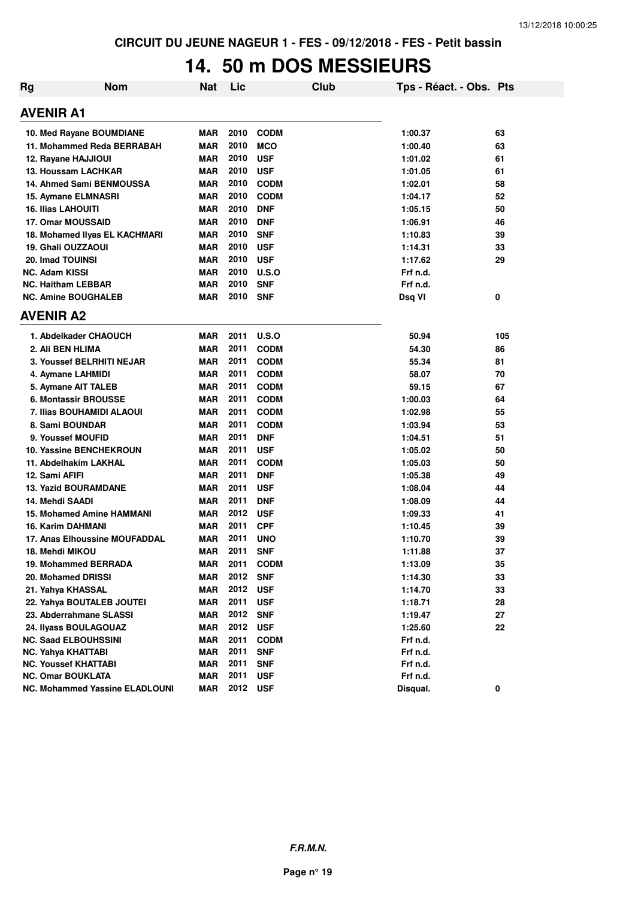**CIRCUIT DU JEUNE NAGEUR 1 - FES - 09/12/2018 - FES - Petit bassin**

# 14. 50 m DOS MESSIEURS

| Rg | Nom | Nat | Lic | Club | Tps - Réact. - Obs. | Pts |
|---|---|---|---|---|---|---|
| **AVENIR A1** | | | | | | |
| 10. | Med Rayane BOUMDIANE | MAR | 2010 | CODM | 1:00.37 | 63 |
| 11. | Mohammed Reda BERRABAH | MAR | 2010 | MCO | 1:00.40 | 63 |
| 12. | Rayane HAJJIOUI | MAR | 2010 | USF | 1:01.02 | 61 |
| 13. | Houssam LACHKAR | MAR | 2010 | USF | 1:01.05 | 61 |
| 14. | Ahmed Sami BENMOUSSA | MAR | 2010 | CODM | 1:02.01 | 58 |
| 15. | Aymane ELMNASRI | MAR | 2010 | CODM | 1:04.17 | 52 |
| 16. | Ilias LAHOUITI | MAR | 2010 | DNF | 1:05.15 | 50 |
| 17. | Omar MOUSSAID | MAR | 2010 | DNF | 1:06.91 | 46 |
| 18. | Mohamed Ilyas EL KACHMARI | MAR | 2010 | SNF | 1:10.83 | 39 |
| 19. | Ghali OUZZAOUI | MAR | 2010 | USF | 1:14.31 | 33 |
| 20. | Imad TOUINSI | MAR | 2010 | USF | 1:17.62 | 29 |
| NC. | Adam KISSI | MAR | 2010 | U.S.O | Frf n.d. | |
| NC. | Haitham LEBBAR | MAR | 2010 | SNF | Frf n.d. | |
| NC. | Amine BOUGHALEB | MAR | 2010 | SNF | Dsq VI | 0 |
| **AVENIR A2** | | | | | | |
| 1. | Abdelkader CHAOUCH | MAR | 2011 | U.S.O | 50.94 | 105 |
| 2. | Ali BEN HLIMA | MAR | 2011 | CODM | 54.30 | 86 |
| 3. | Youssef BELRHITI NEJAR | MAR | 2011 | CODM | 55.34 | 81 |
| 4. | Aymane LAHMIDI | MAR | 2011 | CODM | 58.07 | 70 |
| 5. | Aymane AIT TALEB | MAR | 2011 | CODM | 59.15 | 67 |
| 6. | Montassir BROUSSE | MAR | 2011 | CODM | 1:00.03 | 64 |
| 7. | Ilias BOUHAMIDI ALAOUI | MAR | 2011 | CODM | 1:02.98 | 55 |
| 8. | Sami BOUNDAR | MAR | 2011 | CODM | 1:03.94 | 53 |
| 9. | Youssef MOUFID | MAR | 2011 | DNF | 1:04.51 | 51 |
| 10. | Yassine BENCHEKROUN | MAR | 2011 | USF | 1:05.02 | 50 |
| 11. | Abdelhakim LAKHAL | MAR | 2011 | CODM | 1:05.03 | 50 |
| 12. | Sami AFIFI | MAR | 2011 | DNF | 1:05.38 | 49 |
| 13. | Yazid BOURAMDANE | MAR | 2011 | USF | 1:08.04 | 44 |
| 14. | Mehdi SAADI | MAR | 2011 | DNF | 1:08.09 | 44 |
| 15. | Mohamed Amine HAMMANI | MAR | 2012 | USF | 1:09.33 | 41 |
| 16. | Karim DAHMANI | MAR | 2011 | CPF | 1:10.45 | 39 |
| 17. | Anas Elhoussine MOUFADDAL | MAR | 2011 | UNO | 1:10.70 | 39 |
| 18. | Mehdi MIKOU | MAR | 2011 | SNF | 1:11.88 | 37 |
| 19. | Mohammed BERRADA | MAR | 2011 | CODM | 1:13.09 | 35 |
| 20. | Mohamed DRISSI | MAR | 2012 | SNF | 1:14.30 | 33 |
| 21. | Yahya KHASSAL | MAR | 2012 | USF | 1:14.70 | 33 |
| 22. | Yahya BOUTALEB JOUTEI | MAR | 2011 | USF | 1:18.71 | 28 |
| 23. | Abderrahmane SLASSI | MAR | 2012 | SNF | 1:19.47 | 27 |
| 24. | Ilyass BOULAGOUAZ | MAR | 2012 | USF | 1:25.60 | 22 |
| NC. | Saad ELBOUHSSINI | MAR | 2011 | CODM | Frf n.d. | |
| NC. | Yahya KHATTABI | MAR | 2011 | SNF | Frf n.d. | |
| NC. | Youssef KHATTABI | MAR | 2011 | SNF | Frf n.d. | |
| NC. | Omar BOUKLATA | MAR | 2011 | USF | Frf n.d. | |
| NC. | Mohammed Yassine ELADLOUNI | MAR | 2012 | USF | Disqual. | 0 |

***F.R.M.N.***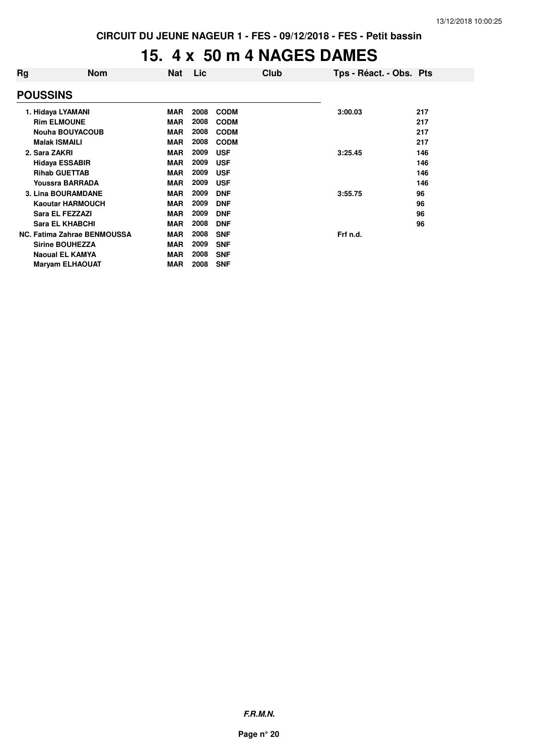CIRCUIT DU JEUNE NAGEUR 1 - FES - 09/12/2018 - FES - Petit bassin

# 15. 4 x 50 m 4 NAGES DAMES

| Rg | Nom | Nat | Lic | Club | Tps - Réact. - Obs. | Pts |
|---|---|---|---|---|---|---|
| **POUSSINS** | | | | | | |
| 1. | Hidaya LYAMANI | MAR | 2008 | CODM | 3:00.03 | 217 |
| | Rim ELMOUNE | MAR | 2008 | CODM | | 217 |
| | Nouha BOUYACOUB | MAR | 2008 | CODM | | 217 |
| | Malak ISMAILI | MAR | 2008 | CODM | | 217 |
| 2. | Sara ZAKRI | MAR | 2009 | USF | 3:25.45 | 146 |
| | Hidaya ESSABIR | MAR | 2009 | USF | | 146 |
| | Rihab GUETTAB | MAR | 2009 | USF | | 146 |
| | Youssra BARRADA | MAR | 2009 | USF | | 146 |
| 3. | Lina BOURAMDANE | MAR | 2009 | DNF | 3:55.75 | 96 |
| | Kaoutar HARMOUCH | MAR | 2009 | DNF | | 96 |
| | Sara EL FEZZAZI | MAR | 2009 | DNF | | 96 |
| | Sara EL KHABCHI | MAR | 2008 | DNF | | 96 |
| NC. | Fatima Zahrae BENMOUSSA | MAR | 2008 | SNF | Frf n.d. | |
| | Sirine BOUHEZZA | MAR | 2009 | SNF | | |
| | Naoual EL KAMYA | MAR | 2008 | SNF | | |
| | Maryam ELHAOUAT | MAR | 2008 | SNF | | |

*F.R.M.N.*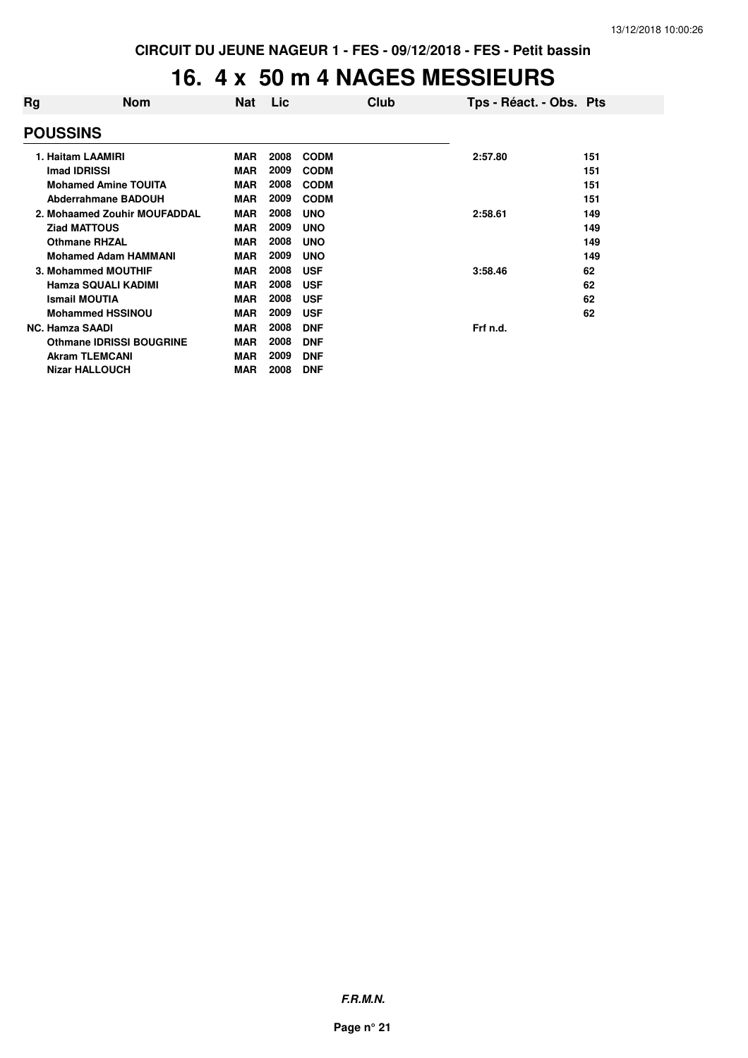**CIRCUIT DU JEUNE NAGEUR 1 - FES - 09/12/2018 - FES - Petit bassin**

# 16. 4 x 50 m 4 NAGES MESSIEURS

| Rg | Nom | Nat | Lic | Club | Tps - Réact. - Obs. | Pts |
|---|---|---|---|---|---|---|

## POUSSINS

| Rg | Nom | Nat | Lic | Club | Tps - Réact. - Obs. | Pts |
|---|---|---|---|---|---|---|
| 1. | Haitam LAAMIRI | MAR | 2008 | CODM | 2:57.80 | 151 |
| | Imad IDRISSI | MAR | 2009 | CODM | | 151 |
| | Mohamed Amine TOUITA | MAR | 2008 | CODM | | 151 |
| | Abderrahmane BADOUH | MAR | 2009 | CODM | | 151 |
| 2. | Mohaamed Zouhir MOUFADDAL | MAR | 2008 | UNO | 2:58.61 | 149 |
| | Ziad MATTOUS | MAR | 2009 | UNO | | 149 |
| | Othmane RHZAL | MAR | 2008 | UNO | | 149 |
| | Mohamed Adam HAMMANI | MAR | 2009 | UNO | | 149 |
| 3. | Mohammed MOUTHIF | MAR | 2008 | USF | 3:58.46 | 62 |
| | Hamza SQUALI KADIMI | MAR | 2008 | USF | | 62 |
| | Ismail MOUTIA | MAR | 2008 | USF | | 62 |
| | Mohammed HSSINOU | MAR | 2009 | USF | | 62 |
| NC. | Hamza SAADI | MAR | 2008 | DNF | Frf n.d. | |
| | Othmane IDRISSI BOUGRINE | MAR | 2008 | DNF | | |
| | Akram TLEMCANI | MAR | 2009 | DNF | | |
| | Nizar HALLOUCH | MAR | 2008 | DNF | | |

***F.R.M.N.***